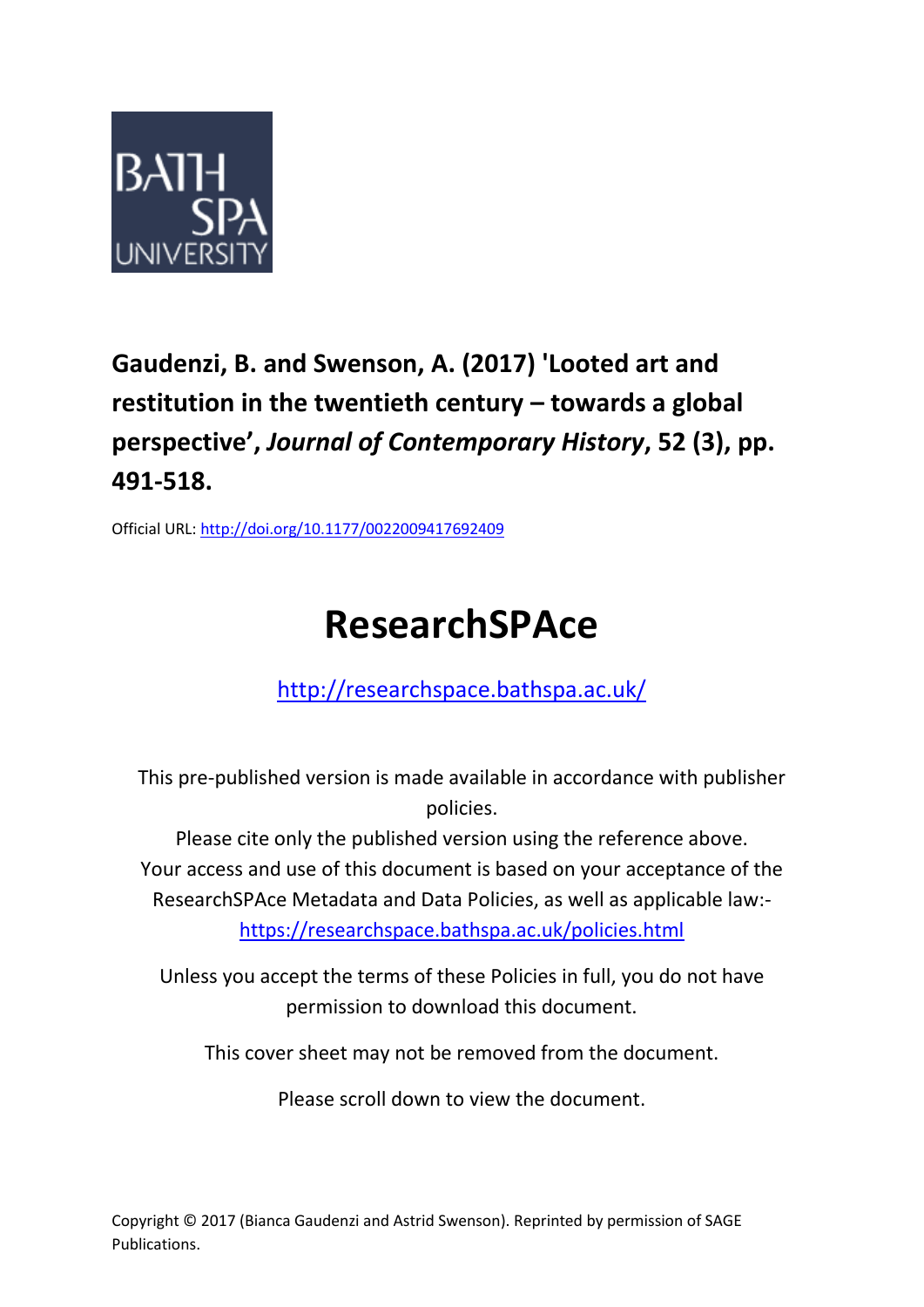BATH SPA UNIVERSITY

**Gaudenzi, B. and Swenson, A. (2017) 'Looted art and restitution in the twentieth century – towards a global perspective', *Journal of Contemporary History*, 52 (3), pp. 491-518.**

Official URL: http://doi.org/10.1177/0022009417692409

# ResearchSPAce

http://researchspace.bathspa.ac.uk/

This pre-published version is made available in accordance with publisher policies.

Please cite only the published version using the reference above.

Your access and use of this document is based on your acceptance of the ResearchSPAce Metadata and Data Policies, as well as applicable law:- https://researchspace.bathspa.ac.uk/policies.html

Unless you accept the terms of these Policies in full, you do not have permission to download this document.

This cover sheet may not be removed from the document.

Please scroll down to view the document.

Copyright © 2017 (Bianca Gaudenzi and Astrid Swenson). Reprinted by permission of SAGE Publications.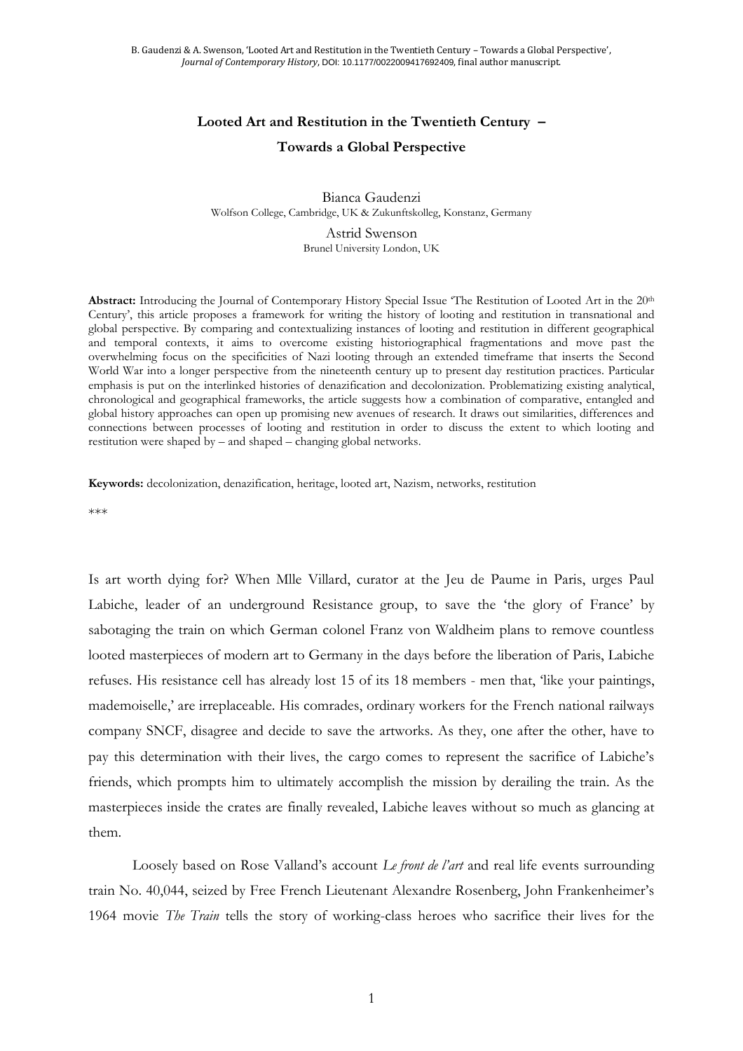# Looted Art and Restitution in the Twentieth Century – Towards a Global Perspective

Bianca Gaudenzi
Wolfson College, Cambridge, UK & Zukunftskolleg, Konstanz, Germany

Astrid Swenson
Brunel University London, UK

**Abstract:** Introducing the Journal of Contemporary History Special Issue 'The Restitution of Looted Art in the 20th Century', this article proposes a framework for writing the history of looting and restitution in transnational and global perspective. By comparing and contextualizing instances of looting and restitution in different geographical and temporal contexts, it aims to overcome existing historiographical fragmentations and move past the overwhelming focus on the specificities of Nazi looting through an extended timeframe that inserts the Second World War into a longer perspective from the nineteenth century up to present day restitution practices. Particular emphasis is put on the interlinked histories of denazification and decolonization. Problematizing existing analytical, chronological and geographical frameworks, the article suggests how a combination of comparative, entangled and global history approaches can open up promising new avenues of research. It draws out similarities, differences and connections between processes of looting and restitution in order to discuss the extent to which looting and restitution were shaped by – and shaped – changing global networks.

**Keywords:** decolonization, denazification, heritage, looted art, Nazism, networks, restitution

***

Is art worth dying for? When Mlle Villard, curator at the Jeu de Paume in Paris, urges Paul Labiche, leader of an underground Resistance group, to save the 'the glory of France' by sabotaging the train on which German colonel Franz von Waldheim plans to remove countless looted masterpieces of modern art to Germany in the days before the liberation of Paris, Labiche refuses. His resistance cell has already lost 15 of its 18 members - men that, 'like your paintings, mademoiselle,' are irreplaceable. His comrades, ordinary workers for the French national railways company SNCF, disagree and decide to save the artworks. As they, one after the other, have to pay this determination with their lives, the cargo comes to represent the sacrifice of Labiche's friends, which prompts him to ultimately accomplish the mission by derailing the train. As the masterpieces inside the crates are finally revealed, Labiche leaves without so much as glancing at them.

Loosely based on Rose Valland's account *Le front de l'art* and real life events surrounding train No. 40,044, seized by Free French Lieutenant Alexandre Rosenberg, John Frankenheimer's 1964 movie *The Train* tells the story of working-class heroes who sacrifice their lives for the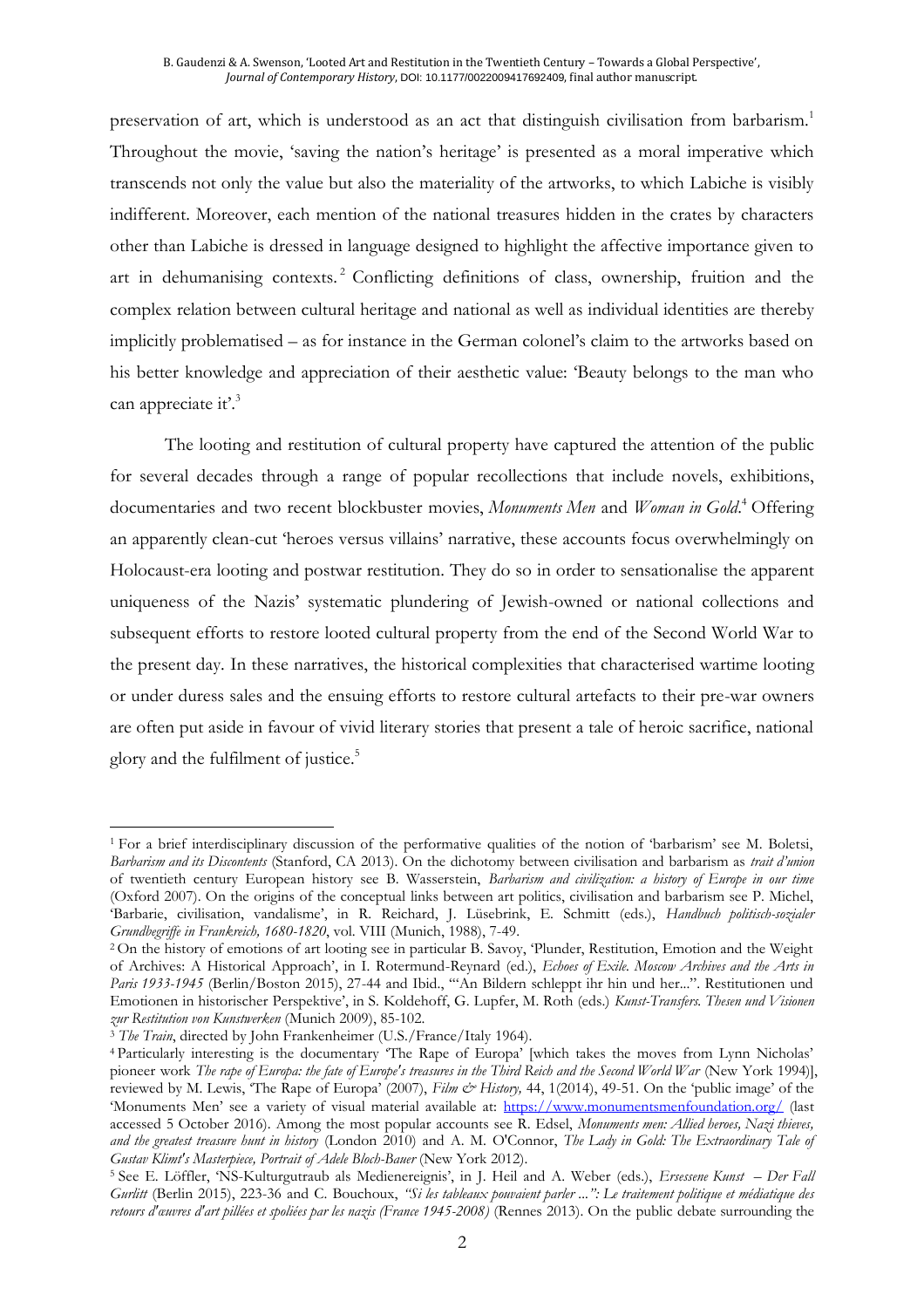preservation of art, which is understood as an act that distinguish civilisation from barbarism.[1] Throughout the movie, 'saving the nation's heritage' is presented as a moral imperative which transcends not only the value but also the materiality of the artworks, to which Labiche is visibly indifferent. Moreover, each mention of the national treasures hidden in the crates by characters other than Labiche is dressed in language designed to highlight the affective importance given to art in dehumanising contexts.[2] Conflicting definitions of class, ownership, fruition and the complex relation between cultural heritage and national as well as individual identities are thereby implicitly problematised – as for instance in the German colonel's claim to the artworks based on his better knowledge and appreciation of their aesthetic value: 'Beauty belongs to the man who can appreciate it'.[3]

The looting and restitution of cultural property have captured the attention of the public for several decades through a range of popular recollections that include novels, exhibitions, documentaries and two recent blockbuster movies, *Monuments Men* and *Woman in Gold*.[4] Offering an apparently clean-cut 'heroes versus villains' narrative, these accounts focus overwhelmingly on Holocaust-era looting and postwar restitution. They do so in order to sensationalise the apparent uniqueness of the Nazis' systematic plundering of Jewish-owned or national collections and subsequent efforts to restore looted cultural property from the end of the Second World War to the present day. In these narratives, the historical complexities that characterised wartime looting or under duress sales and the ensuing efforts to restore cultural artefacts to their pre-war owners are often put aside in favour of vivid literary stories that present a tale of heroic sacrifice, national glory and the fulfilment of justice.[5]

---

[1] For a brief interdisciplinary discussion of the performative qualities of the notion of 'barbarism' see M. Boletsi, *Barbarism and its Discontents* (Stanford, CA 2013). On the dichotomy between civilisation and barbarism as *trait d'union* of twentieth century European history see B. Wasserstein, *Barbarism and civilization: a history of Europe in our time* (Oxford 2007). On the origins of the conceptual links between art politics, civilisation and barbarism see P. Michel, 'Barbarie, civilisation, vandalisme', in R. Reichard, J. Lüsebrink, E. Schmitt (eds.), *Handbuch politisch-sozialer Grundbegriffe in Frankreich, 1680-1820*, vol. VIII (Munich, 1988), 7-49.

[2] On the history of emotions of art looting see in particular B. Savoy, 'Plunder, Restitution, Emotion and the Weight of Archives: A Historical Approach', in I. Rotermund-Reynard (ed.), *Echoes of Exile. Moscow Archives and the Arts in Paris 1933-1945* (Berlin/Boston 2015), 27-44 and Ibid., "'An Bildern schleppt ihr hin und her...". Restitutionen und Emotionen in historischer Perspektive', in S. Koldehoff, G. Lupfer, M. Roth (eds.) *Kunst-Transfers. Thesen und Visionen zur Restitution von Kunstwerken* (Munich 2009), 85-102.

[3] *The Train*, directed by John Frankenheimer (U.S./France/Italy 1964).

[4] Particularly interesting is the documentary 'The Rape of Europa' [which takes the moves from Lynn Nicholas' pioneer work *The rape of Europa: the fate of Europe's treasures in the Third Reich and the Second World War* (New York 1994)], reviewed by M. Lewis, 'The Rape of Europa' (2007), *Film & History,* 44, 1(2014), 49-51. On the 'public image' of the 'Monuments Men' see a variety of visual material available at: https://www.monumentsmenfoundation.org/ (last accessed 5 October 2016). Among the most popular accounts see R. Edsel, *Monuments men: Allied heroes, Nazi thieves, and the greatest treasure hunt in history* (London 2010) and A. M. O'Connor, *The Lady in Gold: The Extraordinary Tale of Gustav Klimt's Masterpiece, Portrait of Adele Bloch-Bauer* (New York 2012).

[5] See E. Löffler, 'NS-Kulturgutraub als Medienereignis', in J. Heil and A. Weber (eds.), *Ersessene Kunst – Der Fall Gurlitt* (Berlin 2015), 223-36 and C. Bouchoux, *"Si les tableaux pouvaient parler ...": Le traitement politique et médiatique des retours d'œuvres d'art pillées et spoliées par les nazis (France 1945-2008)* (Rennes 2013). On the public debate surrounding the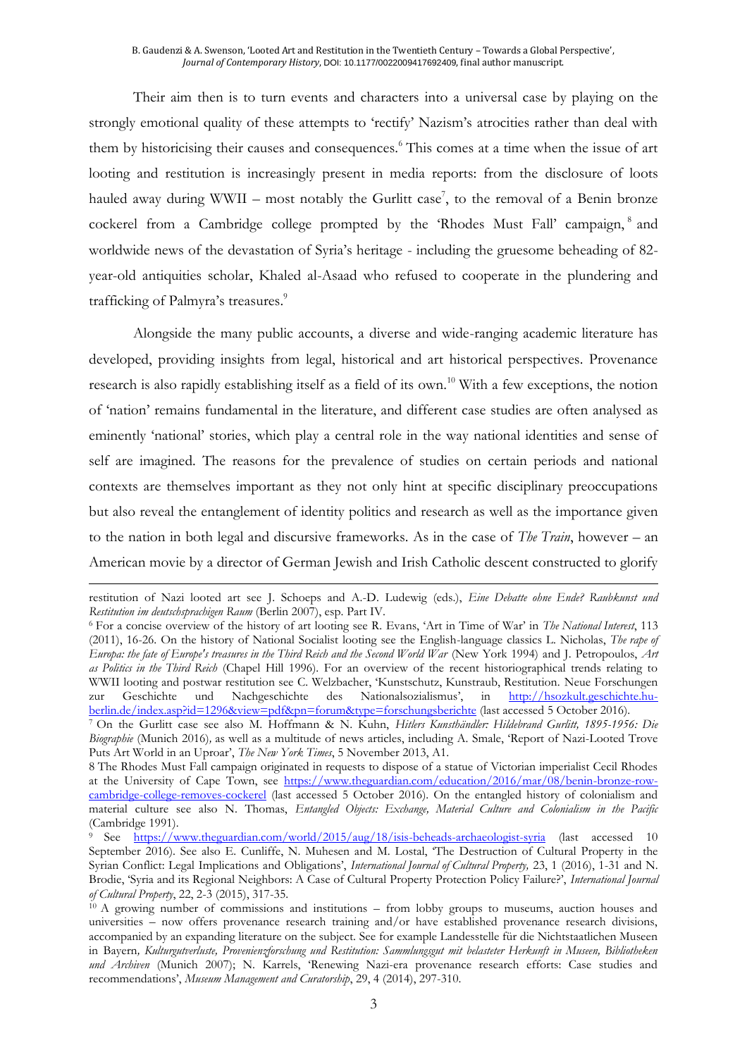Their aim then is to turn events and characters into a universal case by playing on the strongly emotional quality of these attempts to 'rectify' Nazism's atrocities rather than deal with them by historicising their causes and consequences.[6] This comes at a time when the issue of art looting and restitution is increasingly present in media reports: from the disclosure of loots hauled away during WWII – most notably the Gurlitt case[7], to the removal of a Benin bronze cockerel from a Cambridge college prompted by the 'Rhodes Must Fall' campaign,[8] and worldwide news of the devastation of Syria's heritage - including the gruesome beheading of 82-year-old antiquities scholar, Khaled al-Asaad who refused to cooperate in the plundering and trafficking of Palmyra's treasures.[9]

Alongside the many public accounts, a diverse and wide-ranging academic literature has developed, providing insights from legal, historical and art historical perspectives. Provenance research is also rapidly establishing itself as a field of its own.[10] With a few exceptions, the notion of 'nation' remains fundamental in the literature, and different case studies are often analysed as eminently 'national' stories, which play a central role in the way national identities and sense of self are imagined. The reasons for the prevalence of studies on certain periods and national contexts are themselves important as they not only hint at specific disciplinary preoccupations but also reveal the entanglement of identity politics and research as well as the importance given to the nation in both legal and discursive frameworks. As in the case of *The Train*, however – an American movie by a director of German Jewish and Irish Catholic descent constructed to glorify

---

restitution of Nazi looted art see J. Schoeps and A.-D. Ludewig (eds.), *Eine Debatte ohne Ende? Raubkunst und Restitution im deutschsprachigen Raum* (Berlin 2007), esp. Part IV.

[6] For a concise overview of the history of art looting see R. Evans, 'Art in Time of War' in *The National Interest*, 113 (2011), 16-26. On the history of National Socialist looting see the English-language classics L. Nicholas, *The rape of Europa: the fate of Europe's treasures in the Third Reich and the Second World War* (New York 1994) and J. Petropoulos, *Art as Politics in the Third Reich* (Chapel Hill 1996). For an overview of the recent historiographical trends relating to WWII looting and postwar restitution see C. Welzbacher, 'Kunstschutz, Kunstraub, Restitution. Neue Forschungen zur Geschichte und Nachgeschichte des Nationalsozialismus', in http://hsozkult.geschichte.hu-berlin.de/index.asp?id=1296&view=pdf&pn=forum&type=forschungsberichte (last accessed 5 October 2016).

[7] On the Gurlitt case see also M. Hoffmann & N. Kuhn, *Hitlers Kunsthändler: Hildebrand Gurlitt, 1895-1956: Die Biographie* (Munich 2016), as well as a multitude of news articles, including A. Smale, 'Report of Nazi-Looted Trove Puts Art World in an Uproar', *The New York Times*, 5 November 2013, A1.

[8] The Rhodes Must Fall campaign originated in requests to dispose of a statue of Victorian imperialist Cecil Rhodes at the University of Cape Town, see https://www.theguardian.com/education/2016/mar/08/benin-bronze-row-cambridge-college-removes-cockerel (last accessed 5 October 2016). On the entangled history of colonialism and material culture see also N. Thomas, *Entangled Objects: Exchange, Material Culture and Colonialism in the Pacific* (Cambridge 1991).

[9] See https://www.theguardian.com/world/2015/aug/18/isis-beheads-archaeologist-syria (last accessed 10 September 2016). See also E. Cunliffe, N. Muhesen and M. Lostal, 'The Destruction of Cultural Property in the Syrian Conflict: Legal Implications and Obligations', *International Journal of Cultural Property,* 23, 1 (2016), 1-31 and N. Brodie, 'Syria and its Regional Neighbors: A Case of Cultural Property Protection Policy Failure?', *International Journal of Cultural Property*, 22, 2-3 (2015), 317-35.

[10] A growing number of commissions and institutions – from lobby groups to museums, auction houses and universities – now offers provenance research training and/or have established provenance research divisions, accompanied by an expanding literature on the subject. See for example Landesstelle für die Nichtstaatlichen Museen in Bayern, *Kulturgutverluste, Provenienzforschung und Restitution: Sammlungsgut mit belasteter Herkunft in Museen, Bibliotheken und Archiven* (Munich 2007); N. Karrels, 'Renewing Nazi-era provenance research efforts: Case studies and recommendations', *Museum Management and Curatorship*, 29, 4 (2014), 297-310.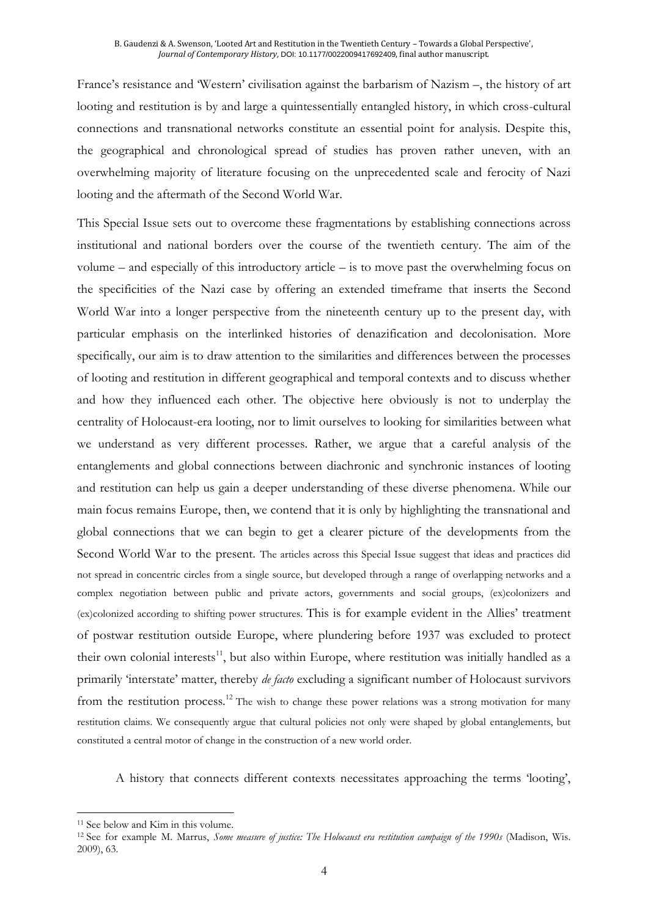France's resistance and 'Western' civilisation against the barbarism of Nazism –, the history of art looting and restitution is by and large a quintessentially entangled history, in which cross-cultural connections and transnational networks constitute an essential point for analysis. Despite this, the geographical and chronological spread of studies has proven rather uneven, with an overwhelming majority of literature focusing on the unprecedented scale and ferocity of Nazi looting and the aftermath of the Second World War.

This Special Issue sets out to overcome these fragmentations by establishing connections across institutional and national borders over the course of the twentieth century. The aim of the volume – and especially of this introductory article – is to move past the overwhelming focus on the specificities of the Nazi case by offering an extended timeframe that inserts the Second World War into a longer perspective from the nineteenth century up to the present day, with particular emphasis on the interlinked histories of denazification and decolonisation. More specifically, our aim is to draw attention to the similarities and differences between the processes of looting and restitution in different geographical and temporal contexts and to discuss whether and how they influenced each other. The objective here obviously is not to underplay the centrality of Holocaust-era looting, nor to limit ourselves to looking for similarities between what we understand as very different processes. Rather, we argue that a careful analysis of the entanglements and global connections between diachronic and synchronic instances of looting and restitution can help us gain a deeper understanding of these diverse phenomena. While our main focus remains Europe, then, we contend that it is only by highlighting the transnational and global connections that we can begin to get a clearer picture of the developments from the Second World War to the present. The articles across this Special Issue suggest that ideas and practices did not spread in concentric circles from a single source, but developed through a range of overlapping networks and a complex negotiation between public and private actors, governments and social groups, (ex)colonizers and (ex)colonized according to shifting power structures. This is for example evident in the Allies' treatment of postwar restitution outside Europe, where plundering before 1937 was excluded to protect their own colonial interests[11], but also within Europe, where restitution was initially handled as a primarily 'interstate' matter, thereby *de facto* excluding a significant number of Holocaust survivors from the restitution process.[12] The wish to change these power relations was a strong motivation for many restitution claims. We consequently argue that cultural policies not only were shaped by global entanglements, but constituted a central motor of change in the construction of a new world order.

A history that connects different contexts necessitates approaching the terms 'looting',

---

[11] See below and Kim in this volume.

[12] See for example M. Marrus, *Some measure of justice: The Holocaust era restitution campaign of the 1990s* (Madison, Wis. 2009), 63.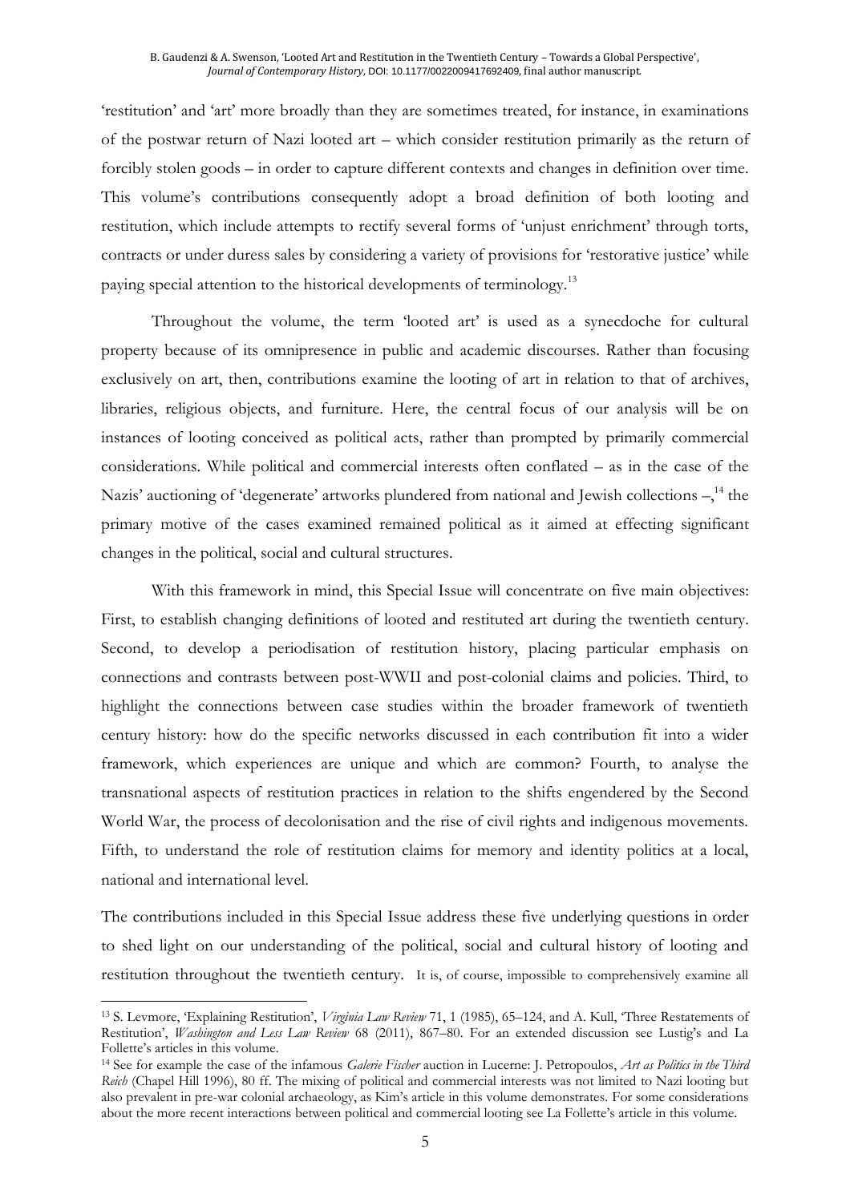'restitution' and 'art' more broadly than they are sometimes treated, for instance, in examinations of the postwar return of Nazi looted art – which consider restitution primarily as the return of forcibly stolen goods – in order to capture different contexts and changes in definition over time. This volume's contributions consequently adopt a broad definition of both looting and restitution, which include attempts to rectify several forms of 'unjust enrichment' through torts, contracts or under duress sales by considering a variety of provisions for 'restorative justice' while paying special attention to the historical developments of terminology.[13]

Throughout the volume, the term 'looted art' is used as a synecdoche for cultural property because of its omnipresence in public and academic discourses. Rather than focusing exclusively on art, then, contributions examine the looting of art in relation to that of archives, libraries, religious objects, and furniture. Here, the central focus of our analysis will be on instances of looting conceived as political acts, rather than prompted by primarily commercial considerations. While political and commercial interests often conflated – as in the case of the Nazis' auctioning of 'degenerate' artworks plundered from national and Jewish collections –,[14] the primary motive of the cases examined remained political as it aimed at effecting significant changes in the political, social and cultural structures.

With this framework in mind, this Special Issue will concentrate on five main objectives: First, to establish changing definitions of looted and restituted art during the twentieth century. Second, to develop a periodisation of restitution history, placing particular emphasis on connections and contrasts between post-WWII and post-colonial claims and policies. Third, to highlight the connections between case studies within the broader framework of twentieth century history: how do the specific networks discussed in each contribution fit into a wider framework, which experiences are unique and which are common? Fourth, to analyse the transnational aspects of restitution practices in relation to the shifts engendered by the Second World War, the process of decolonisation and the rise of civil rights and indigenous movements. Fifth, to understand the role of restitution claims for memory and identity politics at a local, national and international level.

The contributions included in this Special Issue address these five underlying questions in order to shed light on our understanding of the political, social and cultural history of looting and restitution throughout the twentieth century. It is, of course, impossible to comprehensively examine all

---

[13] S. Levmore, 'Explaining Restitution', *Virginia Law Review* 71, 1 (1985), 65–124, and A. Kull, 'Three Restatements of Restitution', *Washington and Less Law Review* 68 (2011), 867–80. For an extended discussion see Lustig's and La Follette's articles in this volume.

[14] See for example the case of the infamous *Galerie Fischer* auction in Lucerne: J. Petropoulos, *Art as Politics in the Third Reich* (Chapel Hill 1996), 80 ff. The mixing of political and commercial interests was not limited to Nazi looting but also prevalent in pre-war colonial archaeology, as Kim's article in this volume demonstrates. For some considerations about the more recent interactions between political and commercial looting see La Follette's article in this volume.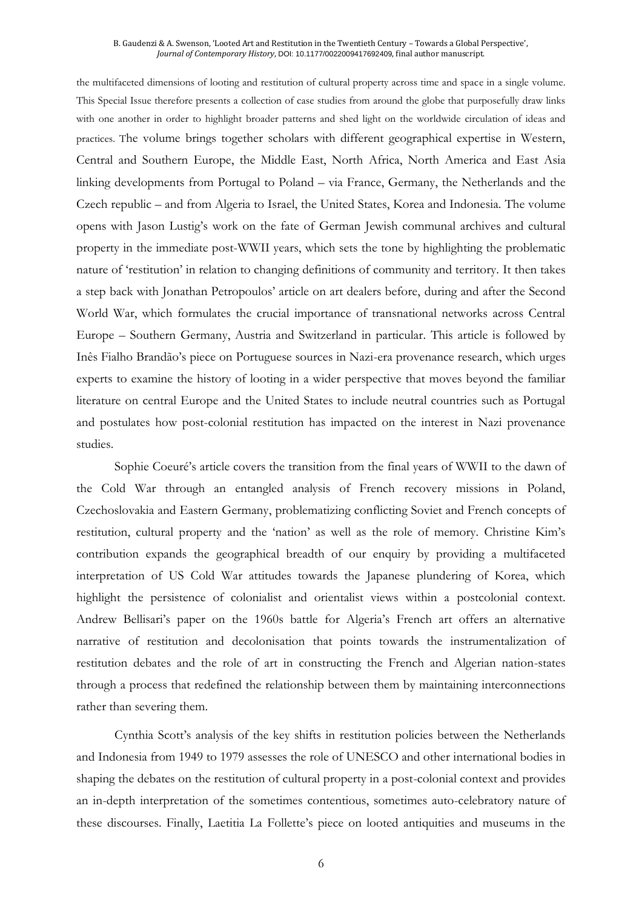the multifaceted dimensions of looting and restitution of cultural property across time and space in a single volume. This Special Issue therefore presents a collection of case studies from around the globe that purposefully draw links with one another in order to highlight broader patterns and shed light on the worldwide circulation of ideas and practices. The volume brings together scholars with different geographical expertise in Western, Central and Southern Europe, the Middle East, North Africa, North America and East Asia linking developments from Portugal to Poland – via France, Germany, the Netherlands and the Czech republic – and from Algeria to Israel, the United States, Korea and Indonesia. The volume opens with Jason Lustig's work on the fate of German Jewish communal archives and cultural property in the immediate post-WWII years, which sets the tone by highlighting the problematic nature of 'restitution' in relation to changing definitions of community and territory. It then takes a step back with Jonathan Petropoulos' article on art dealers before, during and after the Second World War, which formulates the crucial importance of transnational networks across Central Europe – Southern Germany, Austria and Switzerland in particular. This article is followed by Inês Fialho Brandão's piece on Portuguese sources in Nazi-era provenance research, which urges experts to examine the history of looting in a wider perspective that moves beyond the familiar literature on central Europe and the United States to include neutral countries such as Portugal and postulates how post-colonial restitution has impacted on the interest in Nazi provenance studies.

Sophie Coeuré's article covers the transition from the final years of WWII to the dawn of the Cold War through an entangled analysis of French recovery missions in Poland, Czechoslovakia and Eastern Germany, problematizing conflicting Soviet and French concepts of restitution, cultural property and the 'nation' as well as the role of memory. Christine Kim's contribution expands the geographical breadth of our enquiry by providing a multifaceted interpretation of US Cold War attitudes towards the Japanese plundering of Korea, which highlight the persistence of colonialist and orientalist views within a postcolonial context. Andrew Bellisari's paper on the 1960s battle for Algeria's French art offers an alternative narrative of restitution and decolonisation that points towards the instrumentalization of restitution debates and the role of art in constructing the French and Algerian nation-states through a process that redefined the relationship between them by maintaining interconnections rather than severing them.

Cynthia Scott's analysis of the key shifts in restitution policies between the Netherlands and Indonesia from 1949 to 1979 assesses the role of UNESCO and other international bodies in shaping the debates on the restitution of cultural property in a post-colonial context and provides an in-depth interpretation of the sometimes contentious, sometimes auto-celebratory nature of these discourses. Finally, Laetitia La Follette's piece on looted antiquities and museums in the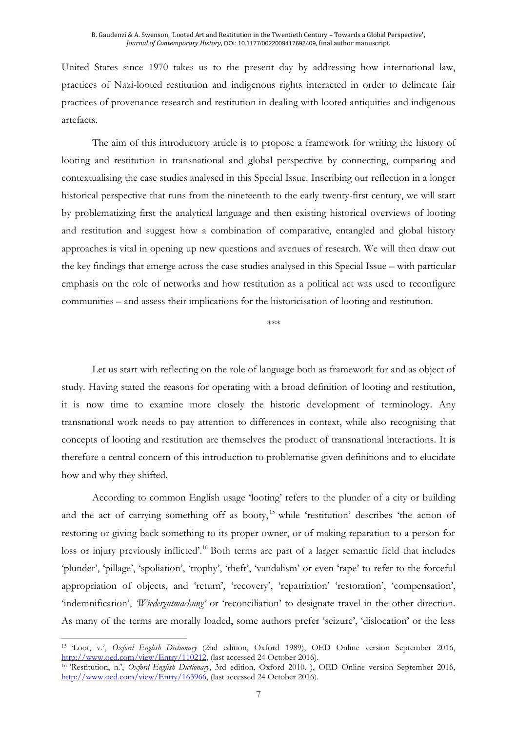United States since 1970 takes us to the present day by addressing how international law, practices of Nazi-looted restitution and indigenous rights interacted in order to delineate fair practices of provenance research and restitution in dealing with looted antiquities and indigenous artefacts.

The aim of this introductory article is to propose a framework for writing the history of looting and restitution in transnational and global perspective by connecting, comparing and contextualising the case studies analysed in this Special Issue. Inscribing our reflection in a longer historical perspective that runs from the nineteenth to the early twenty-first century, we will start by problematizing first the analytical language and then existing historical overviews of looting and restitution and suggest how a combination of comparative, entangled and global history approaches is vital in opening up new questions and avenues of research. We will then draw out the key findings that emerge across the case studies analysed in this Special Issue – with particular emphasis on the role of networks and how restitution as a political act was used to reconfigure communities – and assess their implications for the historicisation of looting and restitution.

\*\*\*

Let us start with reflecting on the role of language both as framework for and as object of study. Having stated the reasons for operating with a broad definition of looting and restitution, it is now time to examine more closely the historic development of terminology. Any transnational work needs to pay attention to differences in context, while also recognising that concepts of looting and restitution are themselves the product of transnational interactions. It is therefore a central concern of this introduction to problematise given definitions and to elucidate how and why they shifted.

According to common English usage 'looting' refers to the plunder of a city or building and the act of carrying something off as booty,[15] while 'restitution' describes 'the action of restoring or giving back something to its proper owner, or of making reparation to a person for loss or injury previously inflicted'.[16] Both terms are part of a larger semantic field that includes 'plunder', 'pillage', 'spoliation', 'trophy', 'theft', 'vandalism' or even 'rape' to refer to the forceful appropriation of objects, and 'return', 'recovery', 'repatriation' 'restoration', 'compensation', 'indemnification', *'Wiedergutmachung'* or 'reconciliation' to designate travel in the other direction. As many of the terms are morally loaded, some authors prefer 'seizure', 'dislocation' or the less

---

[15] 'Loot, v.', *Oxford English Dictionary* (2nd edition, Oxford 1989), OED Online version September 2016, http://www.oed.com/view/Entry/110212, (last accessed 24 October 2016).

[16] 'Restitution, n.', *Oxford English Dictionary*, 3rd edition, Oxford 2010. ), OED Online version September 2016, http://www.oed.com/view/Entry/163966, (last accessed 24 October 2016).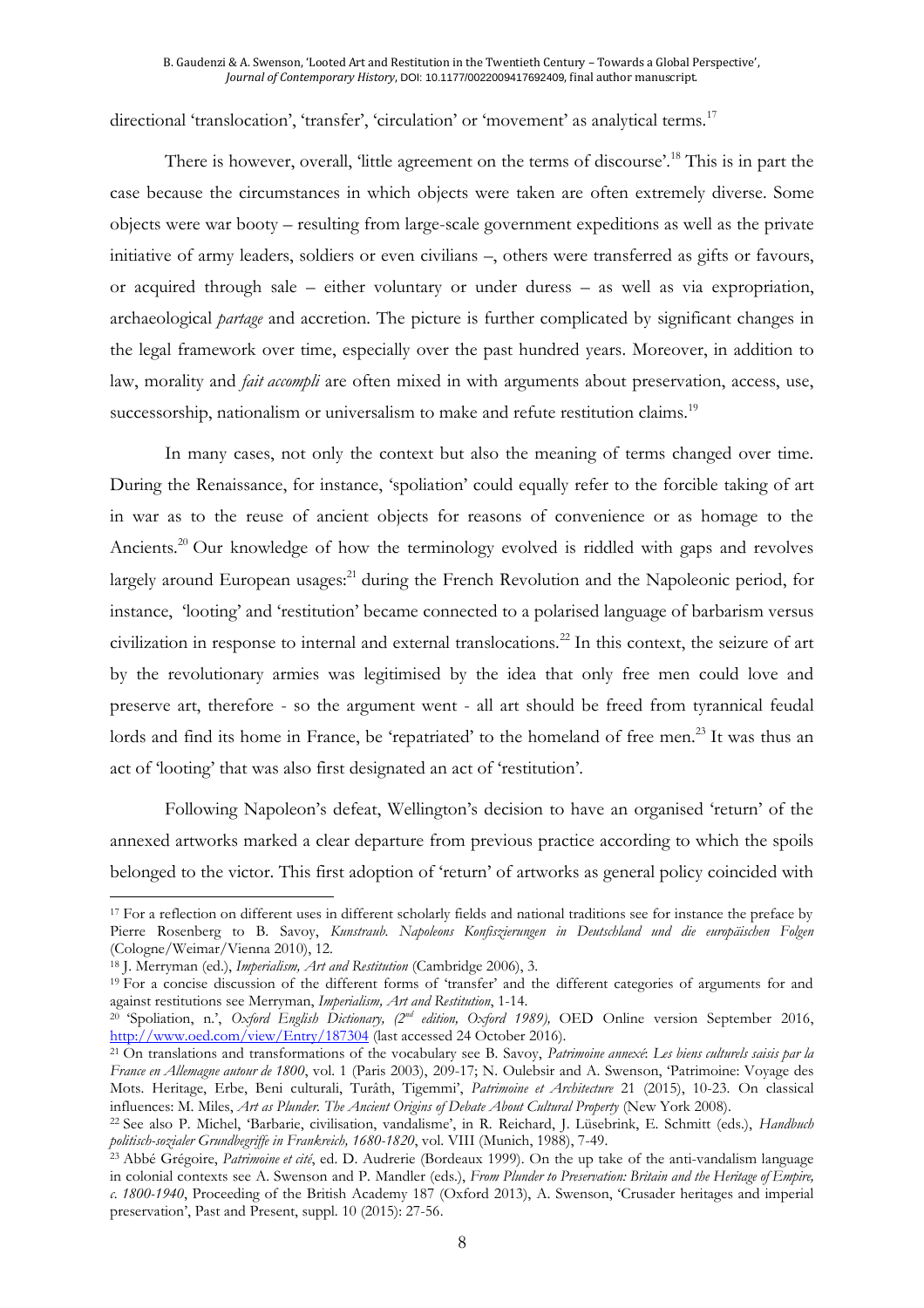directional 'translocation', 'transfer', 'circulation' or 'movement' as analytical terms.[17]

There is however, overall, 'little agreement on the terms of discourse'.[18] This is in part the case because the circumstances in which objects were taken are often extremely diverse. Some objects were war booty – resulting from large-scale government expeditions as well as the private initiative of army leaders, soldiers or even civilians –, others were transferred as gifts or favours, or acquired through sale – either voluntary or under duress – as well as via expropriation, archaeological *partage* and accretion. The picture is further complicated by significant changes in the legal framework over time, especially over the past hundred years. Moreover, in addition to law, morality and *fait accompli* are often mixed in with arguments about preservation, access, use, successorship, nationalism or universalism to make and refute restitution claims.[19]

In many cases, not only the context but also the meaning of terms changed over time. During the Renaissance, for instance, 'spoliation' could equally refer to the forcible taking of art in war as to the reuse of ancient objects for reasons of convenience or as homage to the Ancients.[20] Our knowledge of how the terminology evolved is riddled with gaps and revolves largely around European usages:[21] during the French Revolution and the Napoleonic period, for instance, 'looting' and 'restitution' became connected to a polarised language of barbarism versus civilization in response to internal and external translocations.[22] In this context, the seizure of art by the revolutionary armies was legitimised by the idea that only free men could love and preserve art, therefore - so the argument went - all art should be freed from tyrannical feudal lords and find its home in France, be 'repatriated' to the homeland of free men.[23] It was thus an act of 'looting' that was also first designated an act of 'restitution'.

Following Napoleon's defeat, Wellington's decision to have an organised 'return' of the annexed artworks marked a clear departure from previous practice according to which the spoils belonged to the victor. This first adoption of 'return' of artworks as general policy coincided with

---

[17] For a reflection on different uses in different scholarly fields and national traditions see for instance the preface by Pierre Rosenberg to B. Savoy, *Kunstraub. Napoleons Konfiszierungen in Deutschland und die europäischen Folgen* (Cologne/Weimar/Vienna 2010), 12.

[18] J. Merryman (ed.), *Imperialism, Art and Restitution* (Cambridge 2006), 3.

[19] For a concise discussion of the different forms of 'transfer' and the different categories of arguments for and against restitutions see Merryman, *Imperialism, Art and Restitution*, 1-14.

[20] 'Spoliation, n.', *Oxford English Dictionary, (2nd edition, Oxford 1989),* OED Online version September 2016, http://www.oed.com/view/Entry/187304 (last accessed 24 October 2016).

[21] On translations and transformations of the vocabulary see B. Savoy, *Patrimoine annexé*: *Les biens culturels saisis par la France en Allemagne autour de 1800*, vol. 1 (Paris 2003), 209-17; N. Oulebsir and A. Swenson, 'Patrimoine: Voyage des Mots. Heritage, Erbe, Beni culturali, Turâth, Tigemmi', *Patrimoine et Architecture* 21 (2015), 10-23. On classical influences: M. Miles, *Art as Plunder. The Ancient Origins of Debate About Cultural Property* (New York 2008).

[22] See also P. Michel, 'Barbarie, civilisation, vandalisme', in R. Reichard, J. Lüsebrink, E. Schmitt (eds.), *Handbuch politisch-sozialer Grundbegriffe in Frankreich, 1680-1820*, vol. VIII (Munich, 1988), 7-49.

[23] Abbé Grégoire, *Patrimoine et cité*, ed. D. Audrerie (Bordeaux 1999). On the up take of the anti-vandalism language in colonial contexts see A. Swenson and P. Mandler (eds.), *From Plunder to Preservation: Britain and the Heritage of Empire, c. 1800-1940*, Proceeding of the British Academy 187 (Oxford 2013), A. Swenson, 'Crusader heritages and imperial preservation', Past and Present, suppl. 10 (2015): 27-56.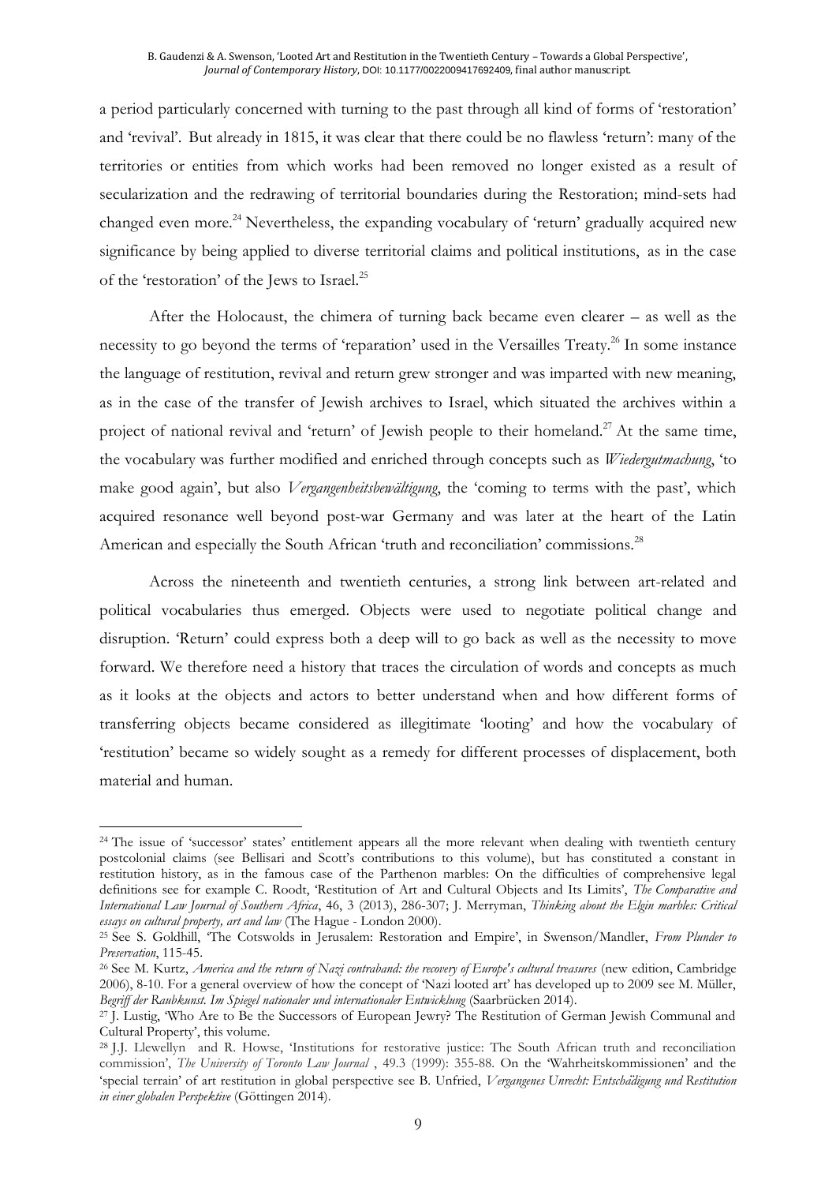a period particularly concerned with turning to the past through all kind of forms of 'restoration' and 'revival'. But already in 1815, it was clear that there could be no flawless 'return': many of the territories or entities from which works had been removed no longer existed as a result of secularization and the redrawing of territorial boundaries during the Restoration; mind-sets had changed even more.[24] Nevertheless, the expanding vocabulary of 'return' gradually acquired new significance by being applied to diverse territorial claims and political institutions, as in the case of the 'restoration' of the Jews to Israel.[25]

After the Holocaust, the chimera of turning back became even clearer – as well as the necessity to go beyond the terms of 'reparation' used in the Versailles Treaty.[26] In some instance the language of restitution, revival and return grew stronger and was imparted with new meaning, as in the case of the transfer of Jewish archives to Israel, which situated the archives within a project of national revival and 'return' of Jewish people to their homeland.[27] At the same time, the vocabulary was further modified and enriched through concepts such as *Wiedergutmachung*, 'to make good again', but also *Vergangenheitsbewältigung*, the 'coming to terms with the past', which acquired resonance well beyond post-war Germany and was later at the heart of the Latin American and especially the South African 'truth and reconciliation' commissions.[28]

Across the nineteenth and twentieth centuries, a strong link between art-related and political vocabularies thus emerged. Objects were used to negotiate political change and disruption. 'Return' could express both a deep will to go back as well as the necessity to move forward. We therefore need a history that traces the circulation of words and concepts as much as it looks at the objects and actors to better understand when and how different forms of transferring objects became considered as illegitimate 'looting' and how the vocabulary of 'restitution' became so widely sought as a remedy for different processes of displacement, both material and human.

---

[24] The issue of 'successor' states' entitlement appears all the more relevant when dealing with twentieth century postcolonial claims (see Bellisari and Scott's contributions to this volume), but has constituted a constant in restitution history, as in the famous case of the Parthenon marbles: On the difficulties of comprehensive legal definitions see for example C. Roodt, 'Restitution of Art and Cultural Objects and Its Limits', *The Comparative and International Law Journal of Southern Africa*, 46, 3 (2013), 286-307; J. Merryman, *Thinking about the Elgin marbles: Critical essays on cultural property, art and law* (The Hague - London 2000).

[25] See S. Goldhill, 'The Cotswolds in Jerusalem: Restoration and Empire', in Swenson/Mandler, *From Plunder to Preservation*, 115-45.

[26] See M. Kurtz, *America and the return of Nazi contraband: the recovery of Europe's cultural treasures* (new edition, Cambridge 2006), 8-10. For a general overview of how the concept of 'Nazi looted art' has developed up to 2009 see M. Müller, *Begriff der Raubkunst. Im Spiegel nationaler und internationaler Entwicklung* (Saarbrücken 2014).

[27] J. Lustig, 'Who Are to Be the Successors of European Jewry? The Restitution of German Jewish Communal and Cultural Property', this volume.

[28] J.J. Llewellyn and R. Howse, 'Institutions for restorative justice: The South African truth and reconciliation commission', *The University of Toronto Law Journal* , 49.3 (1999): 355-88. On the 'Wahrheitskommissionen' and the 'special terrain' of art restitution in global perspective see B. Unfried, *Vergangenes Unrecht: Entschädigung und Restitution in einer globalen Perspektive* (Göttingen 2014).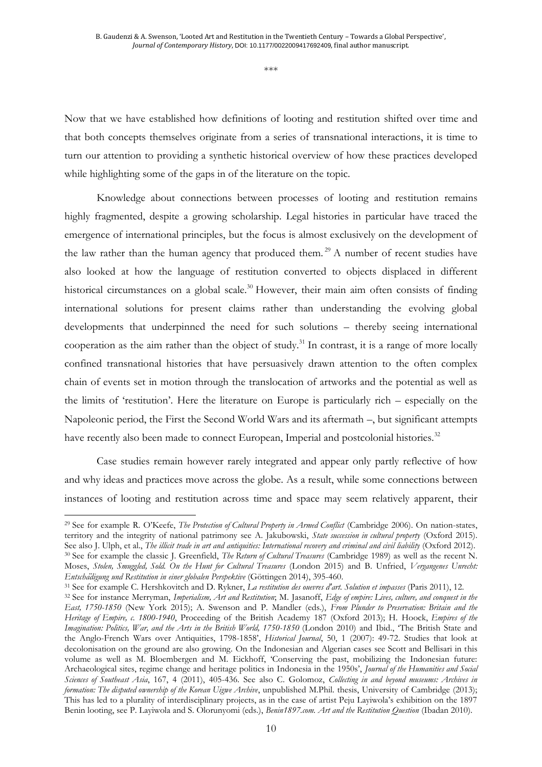\*\*\*

Now that we have established how definitions of looting and restitution shifted over time and that both concepts themselves originate from a series of transnational interactions, it is time to turn our attention to providing a synthetic historical overview of how these practices developed while highlighting some of the gaps in of the literature on the topic.

Knowledge about connections between processes of looting and restitution remains highly fragmented, despite a growing scholarship. Legal histories in particular have traced the emergence of international principles, but the focus is almost exclusively on the development of the law rather than the human agency that produced them.[29] A number of recent studies have also looked at how the language of restitution converted to objects displaced in different historical circumstances on a global scale.[30] However, their main aim often consists of finding international solutions for present claims rather than understanding the evolving global developments that underpinned the need for such solutions – thereby seeing international cooperation as the aim rather than the object of study.[31] In contrast, it is a range of more locally confined transnational histories that have persuasively drawn attention to the often complex chain of events set in motion through the translocation of artworks and the potential as well as the limits of 'restitution'. Here the literature on Europe is particularly rich – especially on the Napoleonic period, the First the Second World Wars and its aftermath –, but significant attempts have recently also been made to connect European, Imperial and postcolonial histories.[32]

Case studies remain however rarely integrated and appear only partly reflective of how and why ideas and practices move across the globe. As a result, while some connections between instances of looting and restitution across time and space may seem relatively apparent, their

---

[29] See for example R. O'Keefe, *The Protection of Cultural Property in Armed Conflict* (Cambridge 2006). On nation-states, territory and the integrity of national patrimony see A. Jakubowski, *State succession in cultural property* (Oxford 2015). See also J. Ulph, et al., *The illicit trade in art and antiquities: International recovery and criminal and civil liability* (Oxford 2012).

[30] See for example the classic J. Greenfield, *The Return of Cultural Treasures* (Cambridge 1989) as well as the recent N. Moses, *Stolen, Smuggled, Sold. On the Hunt for Cultural Treasures* (London 2015) and B. Unfried, *Vergangenes Unrecht: Entschädigung und Restitution in einer globalen Perspektive* (Göttingen 2014), 395-460.

[31] See for example C. Hershkovitch and D. Rykner, *La restitution des oeuvres d'art. Solution et impasses* (Paris 2011), 12.

[32] See for instance Merryman, *Imperialism, Art and Restitution*; M. Jasanoff, *Edge of empire: Lives, culture, and conquest in the East, 1750-1850* (New York 2015); A. Swenson and P. Mandler (eds.), *From Plunder to Preservation: Britain and the Heritage of Empire, c. 1800-1940*, Proceeding of the British Academy 187 (Oxford 2013); H. Hoock, *Empires of the Imagination: Politics, War, and the Arts in the British World, 1750-1850* (London 2010) and Ibid., 'The British State and the Anglo-French Wars over Antiquities, 1798-1858', *Historical Journal*, 50, 1 (2007): 49-72. Studies that look at decolonisation on the ground are also growing. On the Indonesian and Algerian cases see Scott and Bellisari in this volume as well as M. Bloembergen and M. Eickhoff, 'Conserving the past, mobilizing the Indonesian future: Archaeological sites, regime change and heritage politics in Indonesia in the 1950s', *Journal of the Humanities and Social Sciences of Southeast Asia*, 167, 4 (2011), 405-436. See also C. Golomoz, *Collecting in and beyond museums: Archives in formation: The disputed ownership of the Korean Uigwe Archive*, unpublished M.Phil. thesis, University of Cambridge (2013); This has led to a plurality of interdisciplinary projects, as in the case of artist Peju Layiwola's exhibition on the 1897 Benin looting, see P. Layiwola and S. Olorunyomi (eds.), *Benin1897.com. Art and the Restitution Question* (Ibadan 2010).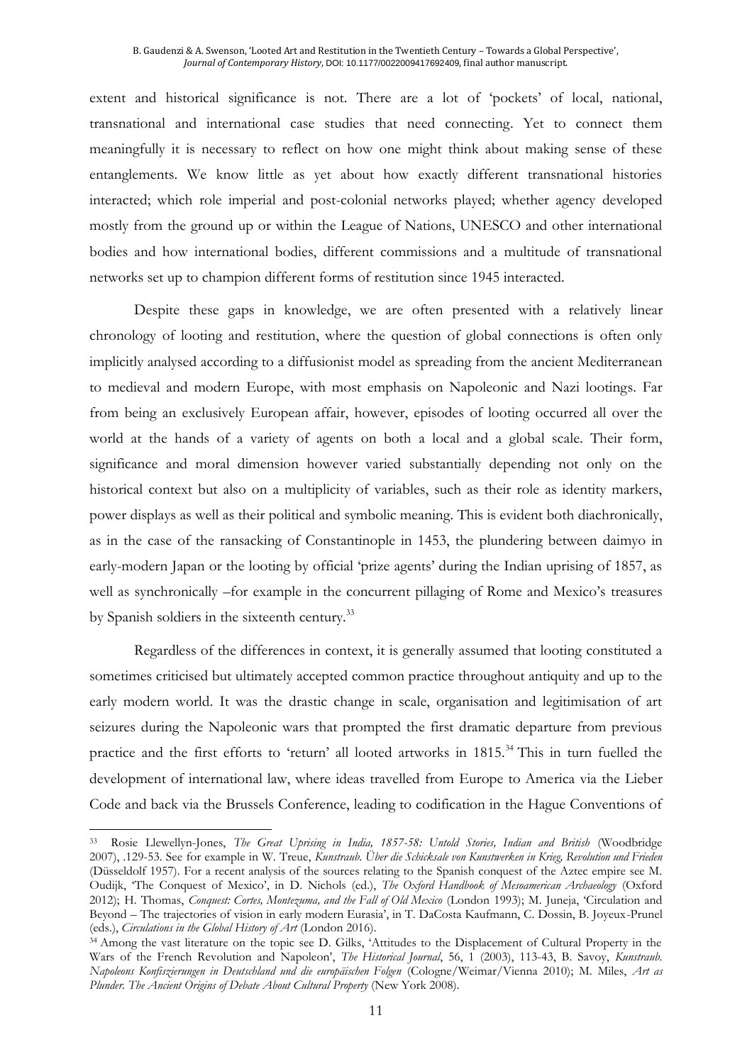extent and historical significance is not. There are a lot of 'pockets' of local, national, transnational and international case studies that need connecting. Yet to connect them meaningfully it is necessary to reflect on how one might think about making sense of these entanglements. We know little as yet about how exactly different transnational histories interacted; which role imperial and post-colonial networks played; whether agency developed mostly from the ground up or within the League of Nations, UNESCO and other international bodies and how international bodies, different commissions and a multitude of transnational networks set up to champion different forms of restitution since 1945 interacted.

Despite these gaps in knowledge, we are often presented with a relatively linear chronology of looting and restitution, where the question of global connections is often only implicitly analysed according to a diffusionist model as spreading from the ancient Mediterranean to medieval and modern Europe, with most emphasis on Napoleonic and Nazi lootings. Far from being an exclusively European affair, however, episodes of looting occurred all over the world at the hands of a variety of agents on both a local and a global scale. Their form, significance and moral dimension however varied substantially depending not only on the historical context but also on a multiplicity of variables, such as their role as identity markers, power displays as well as their political and symbolic meaning. This is evident both diachronically, as in the case of the ransacking of Constantinople in 1453, the plundering between daimyo in early-modern Japan or the looting by official 'prize agents' during the Indian uprising of 1857, as well as synchronically –for example in the concurrent pillaging of Rome and Mexico's treasures by Spanish soldiers in the sixteenth century.[33]

Regardless of the differences in context, it is generally assumed that looting constituted a sometimes criticised but ultimately accepted common practice throughout antiquity and up to the early modern world. It was the drastic change in scale, organisation and legitimisation of art seizures during the Napoleonic wars that prompted the first dramatic departure from previous practice and the first efforts to 'return' all looted artworks in 1815.[34] This in turn fuelled the development of international law, where ideas travelled from Europe to America via the Lieber Code and back via the Brussels Conference, leading to codification in the Hague Conventions of

---

[33] Rosie Llewellyn-Jones, *The Great Uprising in India, 1857-58: Untold Stories, Indian and British* (Woodbridge 2007), .129-53. See for example in W. Treue, *Kunstraub. Über die Schicksale von Kunstwerken in Krieg, Revolution und Frieden* (Düsseldolf 1957). For a recent analysis of the sources relating to the Spanish conquest of the Aztec empire see M. Oudijk, 'The Conquest of Mexico', in D. Nichols (ed.), *The Oxford Handbook of Mesoamerican Archaeology* (Oxford 2012); H. Thomas, *Conquest: Cortes, Montezuma, and the Fall of Old Mexico* (London 1993); M. Juneja, 'Circulation and Beyond – The trajectories of vision in early modern Eurasia', in T. DaCosta Kaufmann, C. Dossin, B. Joyeux-Prunel (eds.), *Circulations in the Global History of Art* (London 2016).

[34] Among the vast literature on the topic see D. Gilks, 'Attitudes to the Displacement of Cultural Property in the Wars of the French Revolution and Napoleon', *The Historical Journal*, 56, 1 (2003), 113-43, B. Savoy, *Kunstraub. Napoleons Konfiszierungen in Deutschland und die europäischen Folgen* (Cologne/Weimar/Vienna 2010); M. Miles, *Art as Plunder. The Ancient Origins of Debate About Cultural Property* (New York 2008).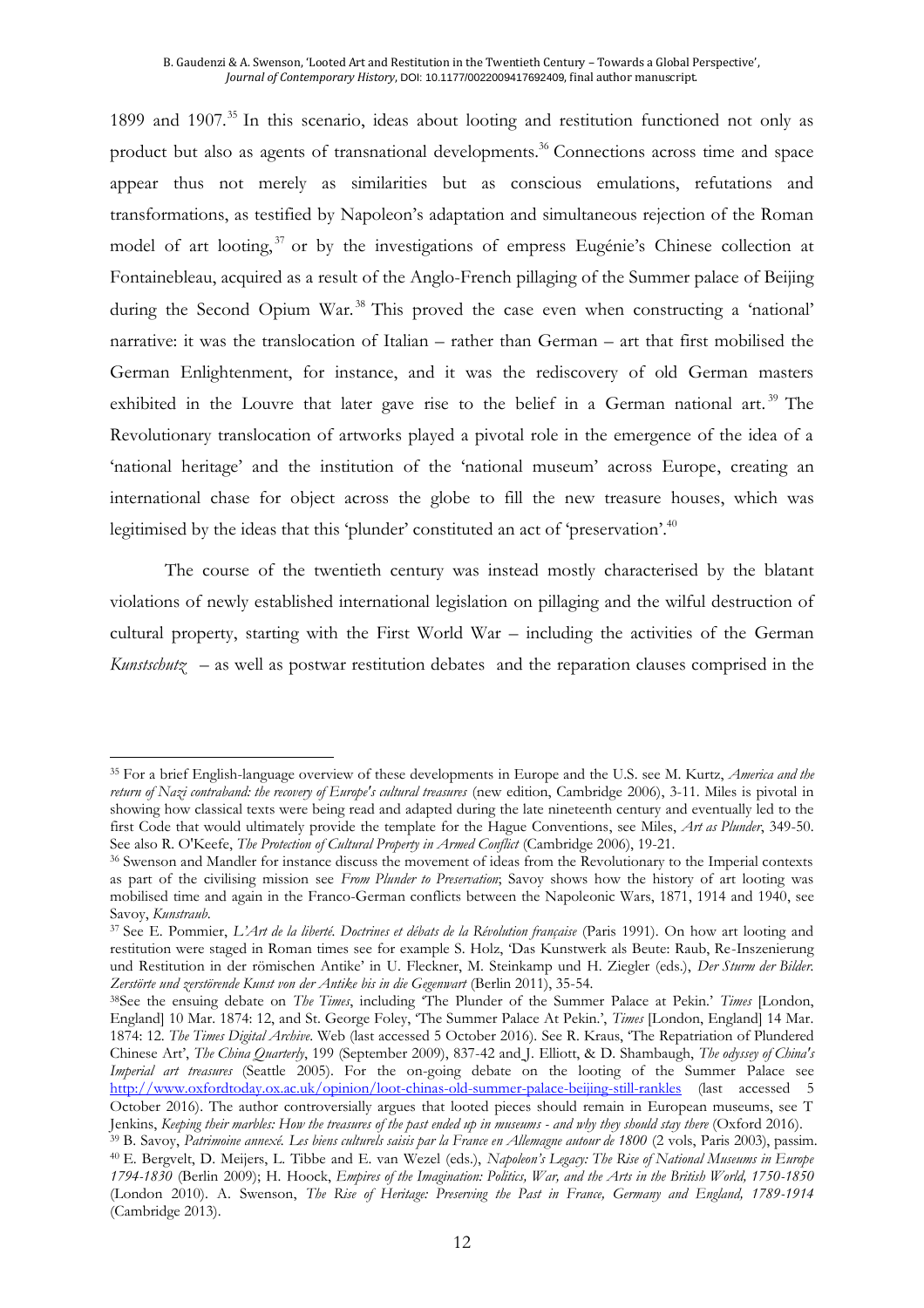1899 and 1907.[35] In this scenario, ideas about looting and restitution functioned not only as product but also as agents of transnational developments.[36] Connections across time and space appear thus not merely as similarities but as conscious emulations, refutations and transformations, as testified by Napoleon's adaptation and simultaneous rejection of the Roman model of art looting,[37] or by the investigations of empress Eugénie's Chinese collection at Fontainebleau, acquired as a result of the Anglo-French pillaging of the Summer palace of Beijing during the Second Opium War.[38] This proved the case even when constructing a 'national' narrative: it was the translocation of Italian – rather than German – art that first mobilised the German Enlightenment, for instance, and it was the rediscovery of old German masters exhibited in the Louvre that later gave rise to the belief in a German national art.[39] The Revolutionary translocation of artworks played a pivotal role in the emergence of the idea of a 'national heritage' and the institution of the 'national museum' across Europe, creating an international chase for object across the globe to fill the new treasure houses, which was legitimised by the ideas that this 'plunder' constituted an act of 'preservation'.[40]

The course of the twentieth century was instead mostly characterised by the blatant violations of newly established international legislation on pillaging and the wilful destruction of cultural property, starting with the First World War – including the activities of the German *Kunstschutz* – as well as postwar restitution debates and the reparation clauses comprised in the

---

[35] For a brief English-language overview of these developments in Europe and the U.S. see M. Kurtz, *America and the return of Nazi contraband: the recovery of Europe's cultural treasures* (new edition, Cambridge 2006), 3-11. Miles is pivotal in showing how classical texts were being read and adapted during the late nineteenth century and eventually led to the first Code that would ultimately provide the template for the Hague Conventions, see Miles, *Art as Plunder*, 349-50. See also R. O'Keefe, *The Protection of Cultural Property in Armed Conflict* (Cambridge 2006), 19-21.

[36] Swenson and Mandler for instance discuss the movement of ideas from the Revolutionary to the Imperial contexts as part of the civilising mission see *From Plunder to Preservation*; Savoy shows how the history of art looting was mobilised time and again in the Franco-German conflicts between the Napoleonic Wars, 1871, 1914 and 1940, see Savoy, *Kunstraub*.

[37] See E. Pommier, *L'Art de la liberté. Doctrines et débats de la Révolution française* (Paris 1991). On how art looting and restitution were staged in Roman times see for example S. Holz, 'Das Kunstwerk als Beute: Raub, Re-Inszenierung und Restitution in der römischen Antike' in U. Fleckner, M. Steinkamp und H. Ziegler (eds.), *Der Sturm der Bilder. Zerstörte und zerstörende Kunst von der Antike bis in die Gegenwart* (Berlin 2011), 35-54.

[38] See the ensuing debate on *The Times*, including 'The Plunder of the Summer Palace at Pekin.' *Times* [London, England] 10 Mar. 1874: 12, and St. George Foley, 'The Summer Palace At Pekin.', *Times* [London, England] 14 Mar. 1874: 12. *The Times Digital Archive*. Web (last accessed 5 October 2016). See R. Kraus, 'The Repatriation of Plundered Chinese Art', *The China Quarterly*, 199 (September 2009), 837-42 and J. Elliott, & D. Shambaugh, *The odyssey of China's Imperial art treasures* (Seattle 2005). For the on-going debate on the looting of the Summer Palace see http://www.oxfordtoday.ox.ac.uk/opinion/loot-chinas-old-summer-palace-beijing-still-rankles (last accessed 5 October 2016). The author controversially argues that looted pieces should remain in European museums, see T Jenkins, *Keeping their marbles: How the treasures of the past ended up in museums - and why they should stay there* (Oxford 2016).

[39] B. Savoy, *Patrimoine annexé. Les biens culturels saisis par la France en Allemagne autour de 1800* (2 vols, Paris 2003), passim.

[40] E. Bergvelt, D. Meijers, L. Tibbe and E. van Wezel (eds.), *Napoleon's Legacy: The Rise of National Museums in Europe 1794-1830* (Berlin 2009); H. Hoock, *Empires of the Imagination: Politics, War, and the Arts in the British World, 1750-1850* (London 2010). A. Swenson, *The Rise of Heritage: Preserving the Past in France, Germany and England, 1789-1914* (Cambridge 2013).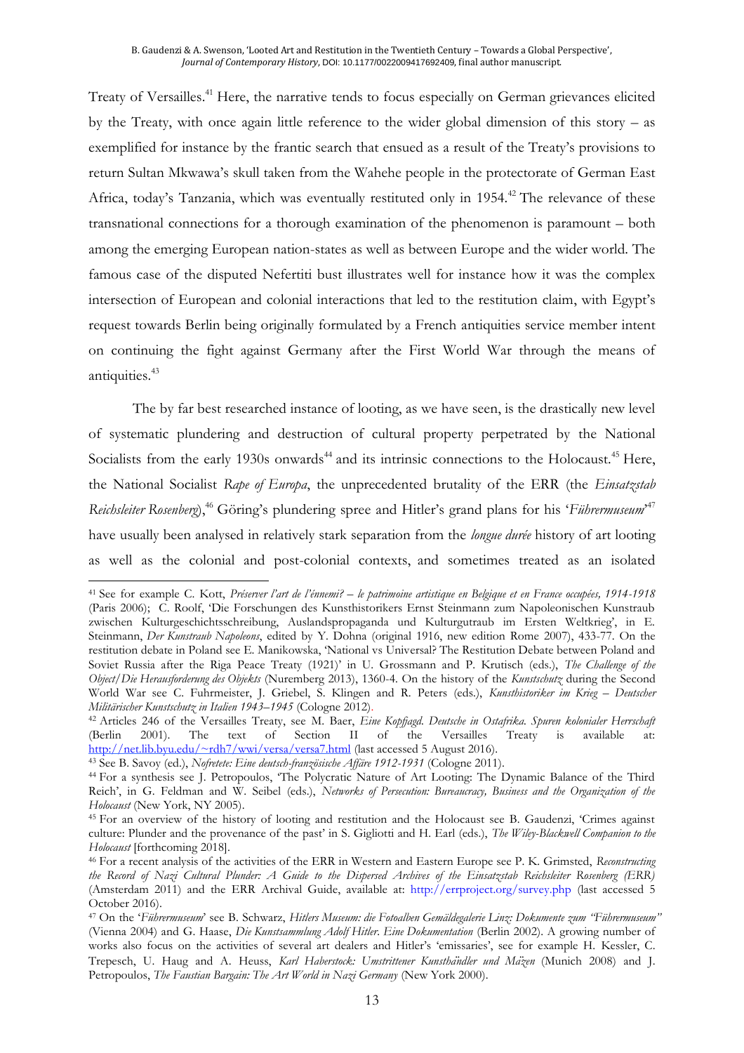Treaty of Versailles.[41] Here, the narrative tends to focus especially on German grievances elicited by the Treaty, with once again little reference to the wider global dimension of this story – as exemplified for instance by the frantic search that ensued as a result of the Treaty's provisions to return Sultan Mkwawa's skull taken from the Wahehe people in the protectorate of German East Africa, today's Tanzania, which was eventually restituted only in 1954.[42] The relevance of these transnational connections for a thorough examination of the phenomenon is paramount – both among the emerging European nation-states as well as between Europe and the wider world. The famous case of the disputed Nefertiti bust illustrates well for instance how it was the complex intersection of European and colonial interactions that led to the restitution claim, with Egypt's request towards Berlin being originally formulated by a French antiquities service member intent on continuing the fight against Germany after the First World War through the means of antiquities.[43]

The by far best researched instance of looting, as we have seen, is the drastically new level of systematic plundering and destruction of cultural property perpetrated by the National Socialists from the early 1930s onwards[44] and its intrinsic connections to the Holocaust.[45] Here, the National Socialist *Rape of Europa*, the unprecedented brutality of the ERR (the *Einsatzstab Reichsleiter Rosenberg*),[46] Göring's plundering spree and Hitler's grand plans for his '*Führermuseum*'[47] have usually been analysed in relatively stark separation from the *longue durée* history of art looting as well as the colonial and post-colonial contexts, and sometimes treated as an isolated

---

[41] See for example C. Kott, *Préserver l'art de l'ènnemi? – le patrimoine artistique en Belgique et en France occupées, 1914-1918* (Paris 2006); C. Roolf, 'Die Forschungen des Kunsthistorikers Ernst Steinmann zum Napoleonischen Kunstraub zwischen Kulturgeschichtsschreibung, Auslandspropaganda und Kulturgutraub im Ersten Weltkrieg', in E. Steinmann, *Der Kunstraub Napoleons*, edited by Y. Dohna (original 1916, new edition Rome 2007), 433-77. On the restitution debate in Poland see E. Manikowska, 'National vs Universal? The Restitution Debate between Poland and Soviet Russia after the Riga Peace Treaty (1921)' in U. Grossmann and P. Krutisch (eds.), *The Challenge of the Object/Die Herausforderung des Objekts* (Nuremberg 2013), 1360-4. On the history of the *Kunstschutz* during the Second World War see C. Fuhrmeister, J. Griebel, S. Klingen and R. Peters (eds.), *Kunsthistoriker im Krieg – Deutscher Militärischer Kunstschutz in Italien 1943–1945* (Cologne 2012).

[42] Articles 246 of the Versailles Treaty, see M. Baer, *Eine Kopfjagd. Deutsche in Ostafrika. Spuren kolonialer Herrschaft* (Berlin 2001). The text of Section II of the Versailles Treaty is available at: http://net.lib.byu.edu/~rdh7/wwi/versa/versa7.html (last accessed 5 August 2016).

[43] See B. Savoy (ed.), *Nofretete: Eine deutsch-französische Affäre 1912-1931* (Cologne 2011).

[44] For a synthesis see J. Petropoulos, 'The Polycratic Nature of Art Looting: The Dynamic Balance of the Third Reich', in G. Feldman and W. Seibel (eds.), *Networks of Persecution: Bureaucracy, Business and the Organization of the Holocaust* (New York, NY 2005).

[45] For an overview of the history of looting and restitution and the Holocaust see B. Gaudenzi, 'Crimes against culture: Plunder and the provenance of the past' in S. Gigliotti and H. Earl (eds.), *The Wiley-Blackwell Companion to the Holocaust* [forthcoming 2018].

[46] For a recent analysis of the activities of the ERR in Western and Eastern Europe see P. K. Grimsted, *Reconstructing the Record of Nazi Cultural Plunder: A Guide to the Dispersed Archives of the Einsatzstab Reichsleiter Rosenberg (ERR)* (Amsterdam 2011) and the ERR Archival Guide, available at: http://errproject.org/survey.php (last accessed 5 October 2016).

[47] On the '*Führermuseum*' see B. Schwarz, *Hitlers Museum: die Fotoalben Gemäldegalerie Linz: Dokumente zum "Führermuseum"* (Vienna 2004) and G. Haase, *Die Kunstsammlung Adolf Hitler. Eine Dokumentation* (Berlin 2002). A growing number of works also focus on the activities of several art dealers and Hitler's 'emissaries', see for example H. Kessler, C. Trepesch, U. Haug and A. Heuss, *Karl Haberstock: Umstrittener Kunsthändler und Mäzen* (Munich 2008) and J. Petropoulos, *The Faustian Bargain: The Art World in Nazi Germany* (New York 2000).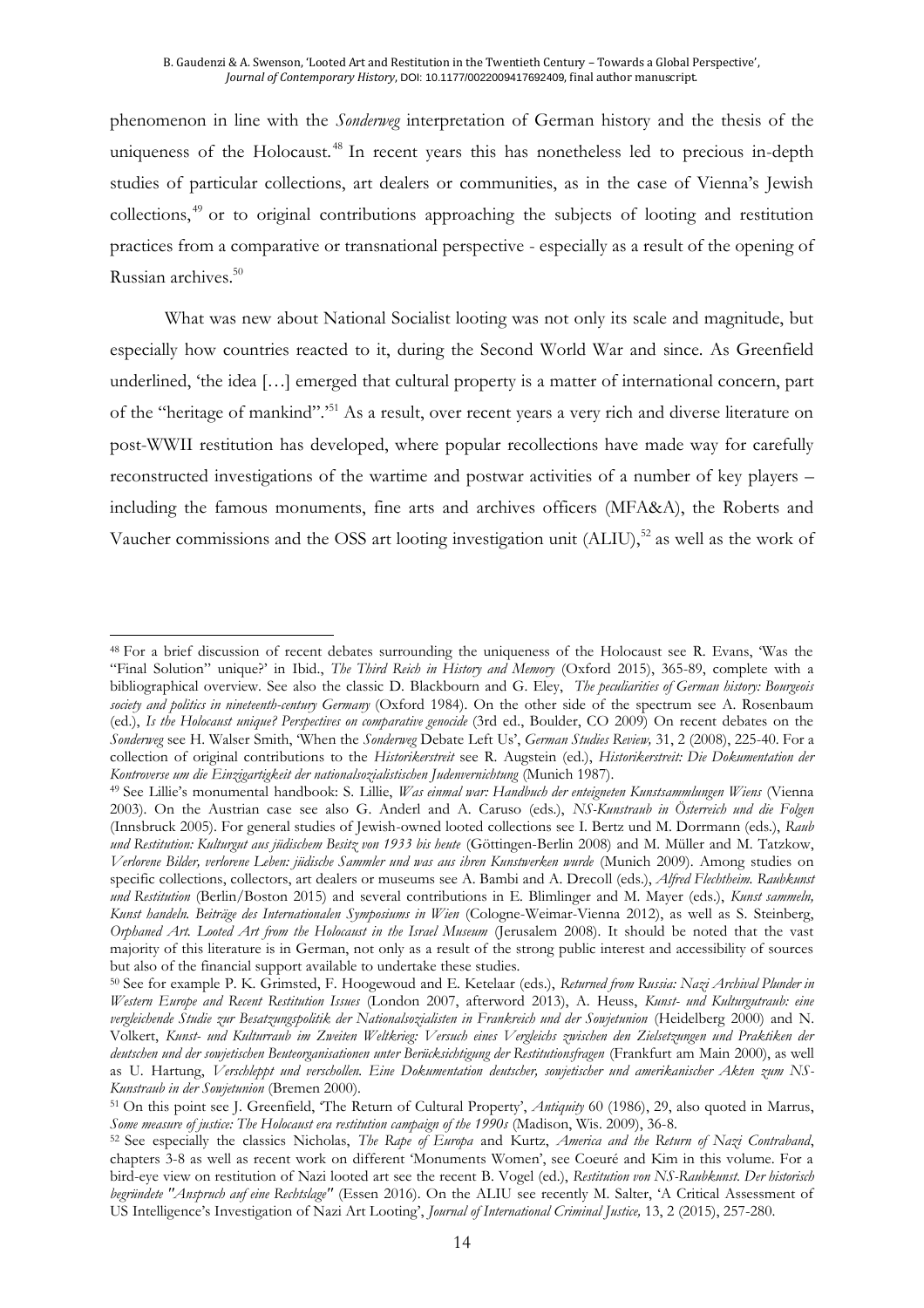phenomenon in line with the *Sonderweg* interpretation of German history and the thesis of the uniqueness of the Holocaust.[48] In recent years this has nonetheless led to precious in-depth studies of particular collections, art dealers or communities, as in the case of Vienna's Jewish collections,[49] or to original contributions approaching the subjects of looting and restitution practices from a comparative or transnational perspective - especially as a result of the opening of Russian archives.[50]

What was new about National Socialist looting was not only its scale and magnitude, but especially how countries reacted to it, during the Second World War and since. As Greenfield underlined, 'the idea […] emerged that cultural property is a matter of international concern, part of the "heritage of mankind".'[51] As a result, over recent years a very rich and diverse literature on post-WWII restitution has developed, where popular recollections have made way for carefully reconstructed investigations of the wartime and postwar activities of a number of key players – including the famous monuments, fine arts and archives officers (MFA&A), the Roberts and Vaucher commissions and the OSS art looting investigation unit (ALIU),[52] as well as the work of

---

[48] For a brief discussion of recent debates surrounding the uniqueness of the Holocaust see R. Evans, 'Was the "Final Solution" unique?' in Ibid., *The Third Reich in History and Memory* (Oxford 2015), 365-89, complete with a bibliographical overview. See also the classic D. Blackbourn and G. Eley, *The peculiarities of German history: Bourgeois society and politics in nineteenth-century Germany* (Oxford 1984). On the other side of the spectrum see A. Rosenbaum (ed.), *Is the Holocaust unique? Perspectives on comparative genocide* (3rd ed., Boulder, CO 2009) On recent debates on the *Sonderweg* see H. Walser Smith, 'When the *Sonderweg* Debate Left Us', *German Studies Review,* 31, 2 (2008), 225-40. For a collection of original contributions to the *Historikerstreit* see R. Augstein (ed.), *Historikerstreit: Die Dokumentation der Kontroverse um die Einzigartigkeit der nationalsozialistischen Judenvernichtung* (Munich 1987).

[49] See Lillie's monumental handbook: S. Lillie, *Was einmal war: Handbuch der enteigneten Kunstsammlungen Wiens* (Vienna 2003). On the Austrian case see also G. Anderl and A. Caruso (eds.), *NS-Kunstraub in Österreich und die Folgen* (Innsbruck 2005). For general studies of Jewish-owned looted collections see I. Bertz und M. Dorrmann (eds.), *Raub und Restitution: Kulturgut aus jüdischem Besitz von 1933 bis heute* (Göttingen-Berlin 2008) and M. Müller and M. Tatzkow, *Verlorene Bilder, verlorene Leben: jüdische Sammler und was aus ihren Kunstwerken wurde* (Munich 2009). Among studies on specific collections, collectors, art dealers or museums see A. Bambi and A. Drecoll (eds.), *Alfred Flechtheim. Raubkunst und Restitution* (Berlin/Boston 2015) and several contributions in E. Blimlinger and M. Mayer (eds.), *Kunst sammeln, Kunst handeln. Beiträge des Internationalen Symposiums in Wien* (Cologne-Weimar-Vienna 2012), as well as S. Steinberg, *Orphaned Art. Looted Art from the Holocaust in the Israel Museum* (Jerusalem 2008). It should be noted that the vast majority of this literature is in German, not only as a result of the strong public interest and accessibility of sources but also of the financial support available to undertake these studies.

[50] See for example P. K. Grimsted, F. Hoogewoud and E. Ketelaar (eds.), *Returned from Russia: Nazi Archival Plunder in Western Europe and Recent Restitution Issues* (London 2007, afterword 2013), A. Heuss, *Kunst- und Kulturgutraub: eine vergleichende Studie zur Besatzungspolitik der Nationalsozialisten in Frankreich und der Sowjetunion* (Heidelberg 2000) and N. Volkert, *Kunst- und Kulturraub im Zweiten Weltkrieg: Versuch eines Vergleichs zwischen den Zielsetzungen und Praktiken der deutschen und der sowjetischen Beuteorganisationen unter Berücksichtigung der Restitutionsfragen* (Frankfurt am Main 2000), as well as U. Hartung, *Verschleppt und verschollen. Eine Dokumentation deutscher, sowjetischer und amerikanischer Akten zum NS-Kunstraub in der Sowjetunion* (Bremen 2000).

[51] On this point see J. Greenfield, 'The Return of Cultural Property', *Antiquity* 60 (1986), 29, also quoted in Marrus, *Some measure of justice: The Holocaust era restitution campaign of the 1990s* (Madison, Wis. 2009), 36-8.

[52] See especially the classics Nicholas, *The Rape of Europa* and Kurtz, *America and the Return of Nazi Contraband*, chapters 3-8 as well as recent work on different 'Monuments Women', see Coeuré and Kim in this volume. For a bird-eye view on restitution of Nazi looted art see the recent B. Vogel (ed.), *Restitution von NS-Raubkunst. Der historisch begründete "Anspruch auf eine Rechtslage"* (Essen 2016). On the ALIU see recently M. Salter, 'A Critical Assessment of US Intelligence's Investigation of Nazi Art Looting', *Journal of International Criminal Justice,* 13, 2 (2015), 257-280.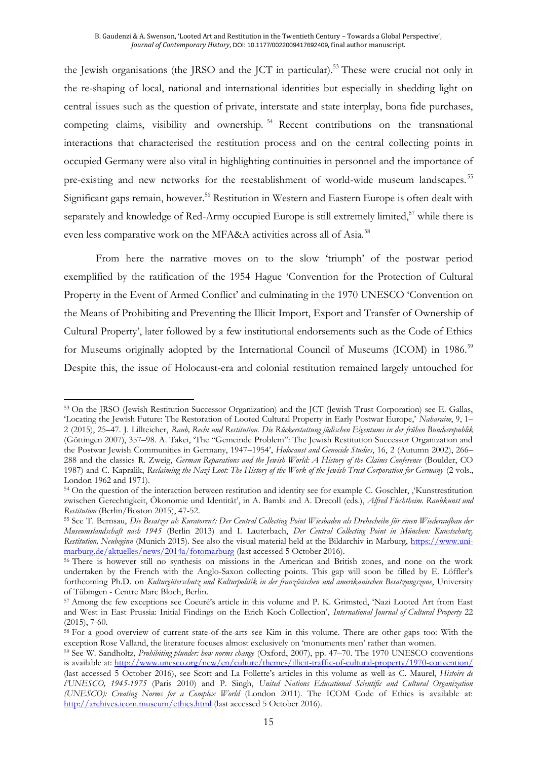the Jewish organisations (the JRSO and the JCT in particular).[53] These were crucial not only in the re-shaping of local, national and international identities but especially in shedding light on central issues such as the question of private, interstate and state interplay, bona fide purchases, competing claims, visibility and ownership.[54] Recent contributions on the transnational interactions that characterised the restitution process and on the central collecting points in occupied Germany were also vital in highlighting continuities in personnel and the importance of pre-existing and new networks for the reestablishment of world-wide museum landscapes.[55] Significant gaps remain, however.[56] Restitution in Western and Eastern Europe is often dealt with separately and knowledge of Red-Army occupied Europe is still extremely limited,[57] while there is even less comparative work on the MFA&A activities across all of Asia.[58]

From here the narrative moves on to the slow 'triumph' of the postwar period exemplified by the ratification of the 1954 Hague 'Convention for the Protection of Cultural Property in the Event of Armed Conflict' and culminating in the 1970 UNESCO 'Convention on the Means of Prohibiting and Preventing the Illicit Import, Export and Transfer of Ownership of Cultural Property', later followed by a few institutional endorsements such as the Code of Ethics for Museums originally adopted by the International Council of Museums (ICOM) in 1986.[59] Despite this, the issue of Holocaust-era and colonial restitution remained largely untouched for

---

[53] On the JRSO (Jewish Restitution Successor Organization) and the JCT (Jewish Trust Corporation) see E. Gallas, 'Locating the Jewish Future: The Restoration of Looted Cultural Property in Early Postwar Europe,' *Naharaim*, 9, 1–2 (2015), 25–47. J. Lillteicher, *Raub, Recht und Restitution. Die Rückerstattung jüdischen Eigentums in der frühen Bundesrepublik* (Göttingen 2007), 357–98. A. Takei, 'The "Gemeinde Problem": The Jewish Restitution Successor Organization and the Postwar Jewish Communities in Germany, 1947–1954', *Holocaust and Genocide Studies*, 16, 2 (Autumn 2002), 266–288 and the classics R. Zweig, *German Reparations and the Jewish World: A History of the Claims Conference* (Boulder, CO 1987) and C. Kapralik, *Reclaiming the Nazi Loot: The History of the Work of the Jewish Trust Corporation for Germany* (2 vols., London 1962 and 1971).

[54] On the question of the interaction between restitution and identity see for example C. Goschler, ,'Kunstrestitution zwischen Gerechtigkeit, Ökonomie und Identität', in A. Bambi and A. Drecoll (eds.), *Alfred Flechtheim. Raubkunst und Restitution* (Berlin/Boston 2015), 47-52.

[55] See T. Bernsau, *Die Besatzer als Kuratoren?: Der Central Collecting Point Wiesbaden als Drehscheibe für einen Wiederaufbau der Museumslandschaft nach 1945* (Berlin 2013) and I. Lauterbach, *Der Central Collecting Point in München: Kunstschutz, Restitution, Neubeginn* (Munich 2015). See also the visual material held at the Bildarchiv in Marburg, https://www.uni-marburg.de/aktuelles/news/2014a/fotomarburg (last accessed 5 October 2016).

[56] There is however still no synthesis on missions in the American and British zones, and none on the work undertaken by the French with the Anglo-Saxon collecting points. This gap will soon be filled by E. Löffler's forthcoming Ph.D. on *Kulturgüterschutz und Kulturpolitik in der französischen und amerikanischen Besatzungszone*, University of Tübingen - Centre Marc Bloch, Berlin.

[57] Among the few exceptions see Coeuré's article in this volume and P. K. Grimsted, 'Nazi Looted Art from East and West in East Prussia: Initial Findings on the Erich Koch Collection', *International Journal of Cultural Property* 22 (2015), 7-60.

[58] For a good overview of current state-of-the-arts see Kim in this volume. There are other gaps too: With the exception Rose Valland, the literature focuses almost exclusively on 'monuments men' rather than women.

[59] See W. Sandholtz, *Prohibiting plunder: how norms change* (Oxford, 2007), pp. 47–70. The 1970 UNESCO conventions is available at: http://www.unesco.org/new/en/culture/themes/illicit-traffic-of-cultural-property/1970-convention/ (last accessed 5 October 2016), see Scott and La Follette's articles in this volume as well as C. Maurel, *Histoire de l'UNESCO, 1945-1975* (Paris 2010) and P. Singh, *United Nations Educational Scientific and Cultural Organization (UNESCO): Creating Norms for a Complex World* (London 2011). The ICOM Code of Ethics is available at: http://archives.icom.museum/ethics.html (last accessed 5 October 2016).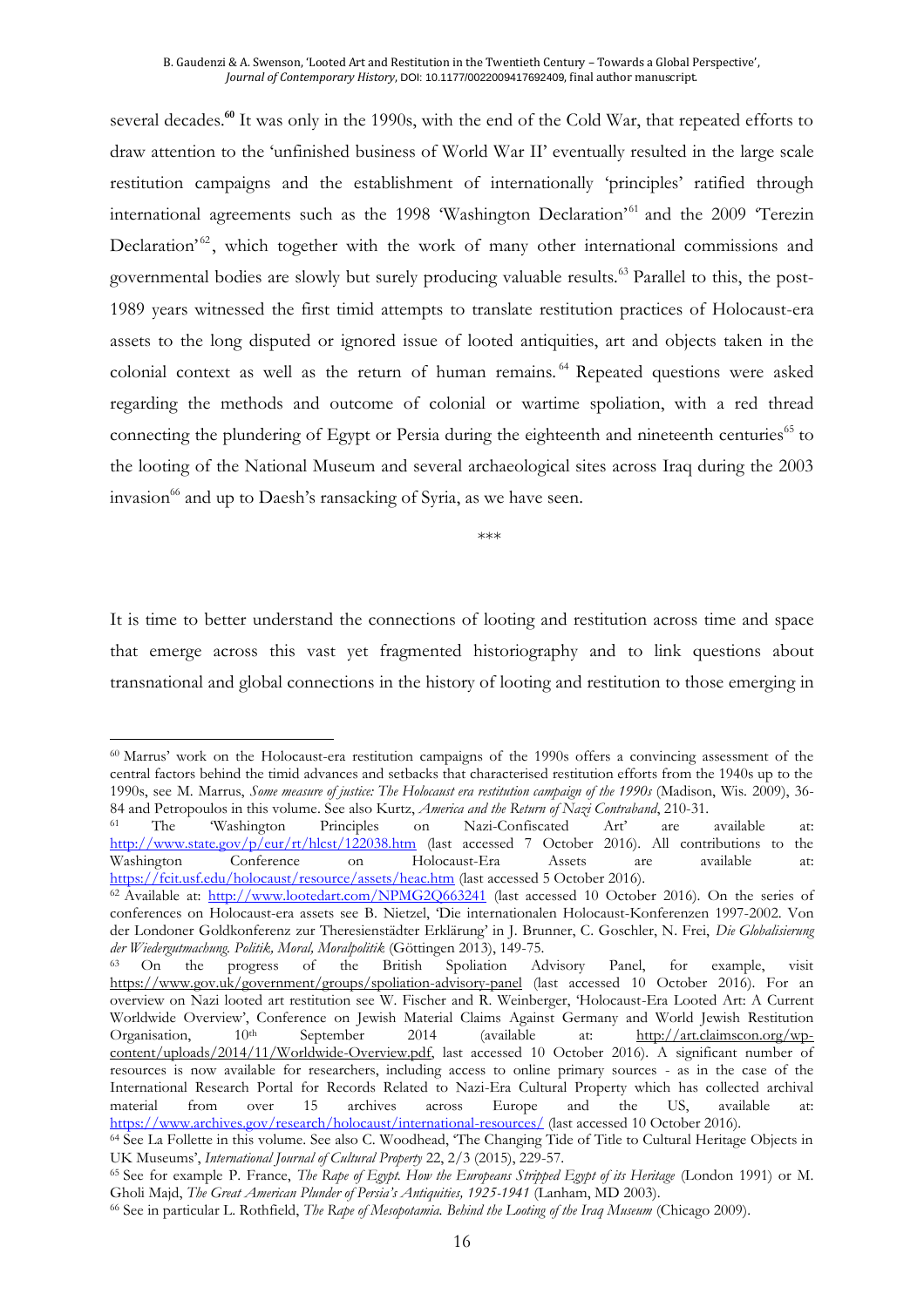several decades.[60] It was only in the 1990s, with the end of the Cold War, that repeated efforts to draw attention to the 'unfinished business of World War II' eventually resulted in the large scale restitution campaigns and the establishment of internationally 'principles' ratified through international agreements such as the 1998 'Washington Declaration'[61] and the 2009 'Terezin Declaration'[62], which together with the work of many other international commissions and governmental bodies are slowly but surely producing valuable results.[63] Parallel to this, the post-1989 years witnessed the first timid attempts to translate restitution practices of Holocaust-era assets to the long disputed or ignored issue of looted antiquities, art and objects taken in the colonial context as well as the return of human remains.[64] Repeated questions were asked regarding the methods and outcome of colonial or wartime spoliation, with a red thread connecting the plundering of Egypt or Persia during the eighteenth and nineteenth centuries[65] to the looting of the National Museum and several archaeological sites across Iraq during the 2003 invasion[66] and up to Daesh's ransacking of Syria, as we have seen.

\*\*\*

It is time to better understand the connections of looting and restitution across time and space that emerge across this vast yet fragmented historiography and to link questions about transnational and global connections in the history of looting and restitution to those emerging in

---

[60] Marrus' work on the Holocaust-era restitution campaigns of the 1990s offers a convincing assessment of the central factors behind the timid advances and setbacks that characterised restitution efforts from the 1940s up to the 1990s, see M. Marrus, *Some measure of justice: The Holocaust era restitution campaign of the 1990s* (Madison, Wis. 2009), 36-84 and Petropoulos in this volume. See also Kurtz, *America and the Return of Nazi Contraband*, 210-31.

[61] The 'Washington Principles on Nazi-Confiscated Art' are available at: http://www.state.gov/p/eur/rt/hlcst/122038.htm (last accessed 7 October 2016). All contributions to the Washington Conference on Holocaust-Era Assets are available at: https://fcit.usf.edu/holocaust/resource/assets/heac.htm (last accessed 5 October 2016).

[62] Available at: http://www.lootedart.com/NPMG2Q663241 (last accessed 10 October 2016). On the series of conferences on Holocaust-era assets see B. Nietzel, 'Die internationalen Holocaust-Konferenzen 1997-2002. Von der Londoner Goldkonferenz zur Theresienstädter Erklärung' in J. Brunner, C. Goschler, N. Frei, *Die Globalisierung der Wiedergutmachung. Politik, Moral, Moralpolitik* (Göttingen 2013), 149-75.

[63] On the progress of the British Spoliation Advisory Panel, for example, visit https://www.gov.uk/government/groups/spoliation-advisory-panel (last accessed 10 October 2016). For an overview on Nazi looted art restitution see W. Fischer and R. Weinberger, 'Holocaust-Era Looted Art: A Current Worldwide Overview', Conference on Jewish Material Claims Against Germany and World Jewish Restitution Organisation, 10th September 2014 (available at: http://art.claimscon.org/wp-content/uploads/2014/11/Worldwide-Overview.pdf, last accessed 10 October 2016). A significant number of resources is now available for researchers, including access to online primary sources - as in the case of the International Research Portal for Records Related to Nazi-Era Cultural Property which has collected archival material from over 15 archives across Europe and the US, available at: https://www.archives.gov/research/holocaust/international-resources/ (last accessed 10 October 2016).

[64] See La Follette in this volume. See also C. Woodhead, 'The Changing Tide of Title to Cultural Heritage Objects in UK Museums', *International Journal of Cultural Property* 22, 2/3 (2015), 229-57.

[65] See for example P. France, *The Rape of Egypt. How the Europeans Stripped Egypt of its Heritage* (London 1991) or M. Gholi Majd, *The Great American Plunder of Persia's Antiquities, 1925-1941* (Lanham, MD 2003).

[66] See in particular L. Rothfield, *The Rape of Mesopotamia. Behind the Looting of the Iraq Museum* (Chicago 2009).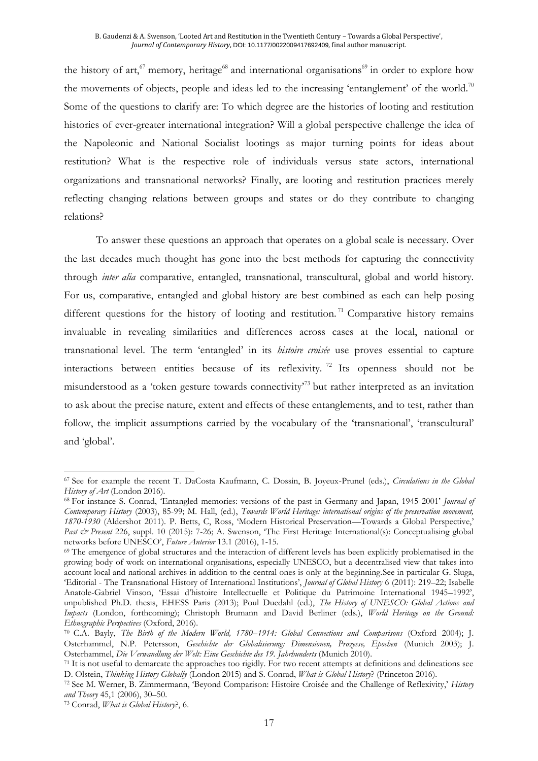the history of art,[67] memory, heritage[68] and international organisations[69] in order to explore how the movements of objects, people and ideas led to the increasing 'entanglement' of the world.[70] Some of the questions to clarify are: To which degree are the histories of looting and restitution histories of ever-greater international integration? Will a global perspective challenge the idea of the Napoleonic and National Socialist lootings as major turning points for ideas about restitution? What is the respective role of individuals versus state actors, international organizations and transnational networks? Finally, are looting and restitution practices merely reflecting changing relations between groups and states or do they contribute to changing relations?

To answer these questions an approach that operates on a global scale is necessary. Over the last decades much thought has gone into the best methods for capturing the connectivity through *inter alia* comparative, entangled, transnational, transcultural, global and world history. For us, comparative, entangled and global history are best combined as each can help posing different questions for the history of looting and restitution.[71] Comparative history remains invaluable in revealing similarities and differences across cases at the local, national or transnational level. The term 'entangled' in its *histoire croisée* use proves essential to capture interactions between entities because of its reflexivity.[72] Its openness should not be misunderstood as a 'token gesture towards connectivity'[73] but rather interpreted as an invitation to ask about the precise nature, extent and effects of these entanglements, and to test, rather than follow, the implicit assumptions carried by the vocabulary of the 'transnational', 'transcultural' and 'global'.

---

[67] See for example the recent T. DaCosta Kaufmann, C. Dossin, B. Joyeux-Prunel (eds.), *Circulations in the Global History of Art* (London 2016).

[68] For instance S. Conrad, 'Entangled memories: versions of the past in Germany and Japan, 1945-2001' *Journal of Contemporary History* (2003), 85-99; M. Hall, (ed.), *Towards World Heritage: international origins of the preservation movement, 1870-1930* (Aldershot 2011). P. Betts, C, Ross, 'Modern Historical Preservation—Towards a Global Perspective,' *Past & Present* 226, suppl. 10 (2015): 7-26; A. Swenson, 'The First Heritage International(s): Conceptualising global networks before UNESCO', *Future Anterior* 13.1 (2016), 1-15.

[69] The emergence of global structures and the interaction of different levels has been explicitly problematised in the growing body of work on international organisations, especially UNESCO, but a decentralised view that takes into account local and national archives in addition to the central ones is only at the beginning.See in particular G. Sluga, 'Editorial - The Transnational History of International Institutions', *Journal of Global History* 6 (2011): 219–22; Isabelle Anatole-Gabriel Vinson, 'Essai d'histoire Intellectuelle et Politique du Patrimoine International 1945–1992', unpublished Ph.D. thesis, EHESS Paris (2013); Poul Duedahl (ed.), *The History of UNESCO: Global Actions and Impacts* (London, forthcoming); Christoph Brumann and David Berliner (eds.), *World Heritage on the Ground: Ethnographic Perspectives* (Oxford, 2016).

[70] C.A. Bayly, *The Birth of the Modern World, 1780–1914: Global Connections and Comparisons* (Oxford 2004); J. Osterhammel, N.P. Petersson, *Geschichte der Globalisierung: Dimensionen, Prozesse, Epochen* (Munich 2003); J. Osterhammel, *Die Verwandlung der Welt: Eine Geschichte des 19. Jahrhunderts* (Munich 2010).

[71] It is not useful to demarcate the approaches too rigidly. For two recent attempts at definitions and delineations see D. Olstein, *Thinking History Globally* (London 2015) and S. Conrad, *What is Global History*? (Princeton 2016).

[72] See M. Werner, B. Zimmermann, 'Beyond Comparison: Histoire Croisée and the Challenge of Reflexivity,' *History and Theory* 45,1 (2006), 30–50.

[73] Conrad, *What is Global History*?, 6.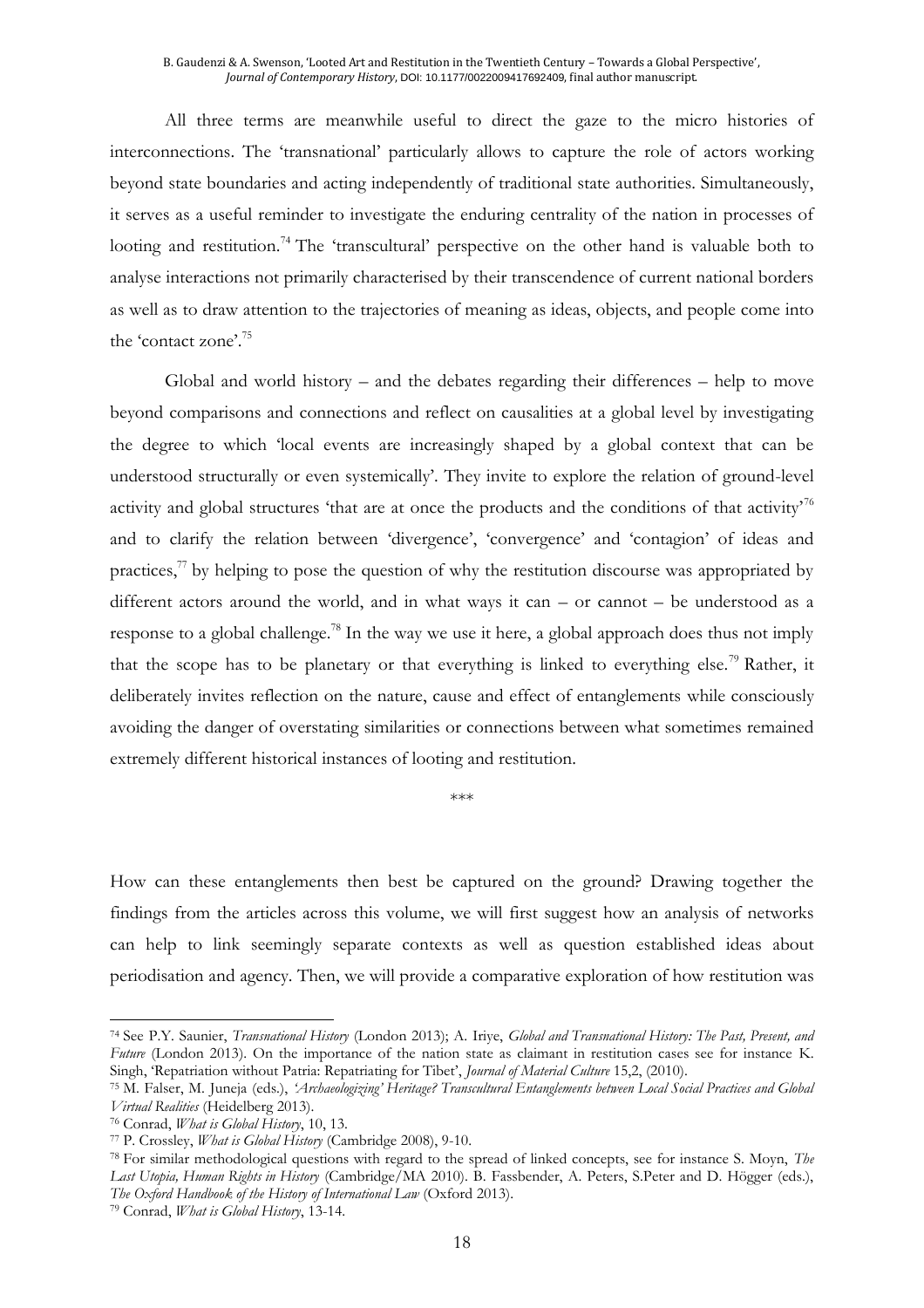All three terms are meanwhile useful to direct the gaze to the micro histories of interconnections. The 'transnational' particularly allows to capture the role of actors working beyond state boundaries and acting independently of traditional state authorities. Simultaneously, it serves as a useful reminder to investigate the enduring centrality of the nation in processes of looting and restitution.[74] The 'transcultural' perspective on the other hand is valuable both to analyse interactions not primarily characterised by their transcendence of current national borders as well as to draw attention to the trajectories of meaning as ideas, objects, and people come into the 'contact zone'.[75]

Global and world history – and the debates regarding their differences – help to move beyond comparisons and connections and reflect on causalities at a global level by investigating the degree to which 'local events are increasingly shaped by a global context that can be understood structurally or even systemically'. They invite to explore the relation of ground-level activity and global structures 'that are at once the products and the conditions of that activity'[76] and to clarify the relation between 'divergence', 'convergence' and 'contagion' of ideas and practices,[77] by helping to pose the question of why the restitution discourse was appropriated by different actors around the world, and in what ways it can – or cannot – be understood as a response to a global challenge.[78] In the way we use it here, a global approach does thus not imply that the scope has to be planetary or that everything is linked to everything else.[79] Rather, it deliberately invites reflection on the nature, cause and effect of entanglements while consciously avoiding the danger of overstating similarities or connections between what sometimes remained extremely different historical instances of looting and restitution.

\*\*\*

How can these entanglements then best be captured on the ground? Drawing together the findings from the articles across this volume, we will first suggest how an analysis of networks can help to link seemingly separate contexts as well as question established ideas about periodisation and agency. Then, we will provide a comparative exploration of how restitution was

---

[74] See P.Y. Saunier, *Transnational History* (London 2013); A. Iriye, *Global and Transnational History: The Past, Present, and Future* (London 2013). On the importance of the nation state as claimant in restitution cases see for instance K. Singh, 'Repatriation without Patria: Repatriating for Tibet', *Journal of Material Culture* 15,2, (2010).

[75] M. Falser, M. Juneja (eds.), *'Archaeologizing' Heritage? Transcultural Entanglements between Local Social Practices and Global Virtual Realities* (Heidelberg 2013).

[76] Conrad, *What is Global History*, 10, 13.

[77] P. Crossley, *What is Global History* (Cambridge 2008), 9-10.

[78] For similar methodological questions with regard to the spread of linked concepts, see for instance S. Moyn, *The Last Utopia, Human Rights in History* (Cambridge/MA 2010). B. Fassbender, A. Peters, S.Peter and D. Högger (eds.), *The Oxford Handbook of the History of International Law* (Oxford 2013).

[79] Conrad, *What is Global History*, 13-14.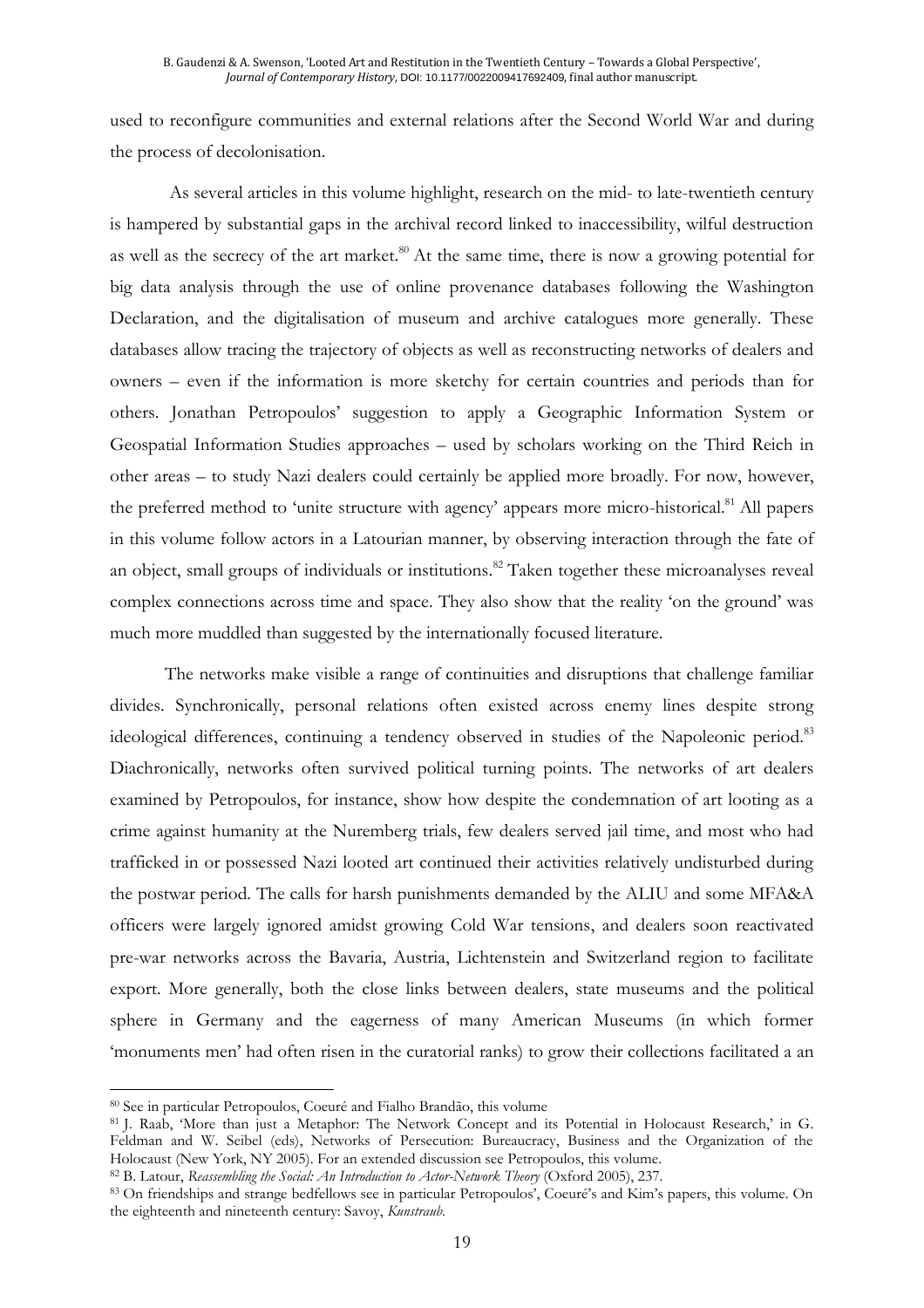used to reconfigure communities and external relations after the Second World War and during the process of decolonisation.

As several articles in this volume highlight, research on the mid- to late-twentieth century is hampered by substantial gaps in the archival record linked to inaccessibility, wilful destruction as well as the secrecy of the art market.[80] At the same time, there is now a growing potential for big data analysis through the use of online provenance databases following the Washington Declaration, and the digitalisation of museum and archive catalogues more generally. These databases allow tracing the trajectory of objects as well as reconstructing networks of dealers and owners – even if the information is more sketchy for certain countries and periods than for others. Jonathan Petropoulos' suggestion to apply a Geographic Information System or Geospatial Information Studies approaches – used by scholars working on the Third Reich in other areas – to study Nazi dealers could certainly be applied more broadly. For now, however, the preferred method to 'unite structure with agency' appears more micro-historical.[81] All papers in this volume follow actors in a Latourian manner, by observing interaction through the fate of an object, small groups of individuals or institutions.[82] Taken together these microanalyses reveal complex connections across time and space. They also show that the reality 'on the ground' was much more muddled than suggested by the internationally focused literature.

The networks make visible a range of continuities and disruptions that challenge familiar divides. Synchronically, personal relations often existed across enemy lines despite strong ideological differences, continuing a tendency observed in studies of the Napoleonic period.[83] Diachronically, networks often survived political turning points. The networks of art dealers examined by Petropoulos, for instance, show how despite the condemnation of art looting as a crime against humanity at the Nuremberg trials, few dealers served jail time, and most who had trafficked in or possessed Nazi looted art continued their activities relatively undisturbed during the postwar period. The calls for harsh punishments demanded by the ALIU and some MFA&A officers were largely ignored amidst growing Cold War tensions, and dealers soon reactivated pre-war networks across the Bavaria, Austria, Lichtenstein and Switzerland region to facilitate export. More generally, both the close links between dealers, state museums and the political sphere in Germany and the eagerness of many American Museums (in which former 'monuments men' had often risen in the curatorial ranks) to grow their collections facilitated a an

---

[80] See in particular Petropoulos, Coeuré and Fialho Brandão, this volume

[81] J. Raab, 'More than just a Metaphor: The Network Concept and its Potential in Holocaust Research,' in G. Feldman and W. Seibel (eds), Networks of Persecution: Bureaucracy, Business and the Organization of the Holocaust (New York, NY 2005). For an extended discussion see Petropoulos, this volume.

[82] B. Latour, *Reassembling the Social: An Introduction to Actor-Network Theory* (Oxford 2005), 237.

[83] On friendships and strange bedfellows see in particular Petropoulos', Coeuré's and Kim's papers, this volume. On the eighteenth and nineteenth century: Savoy, *Kunstraub*.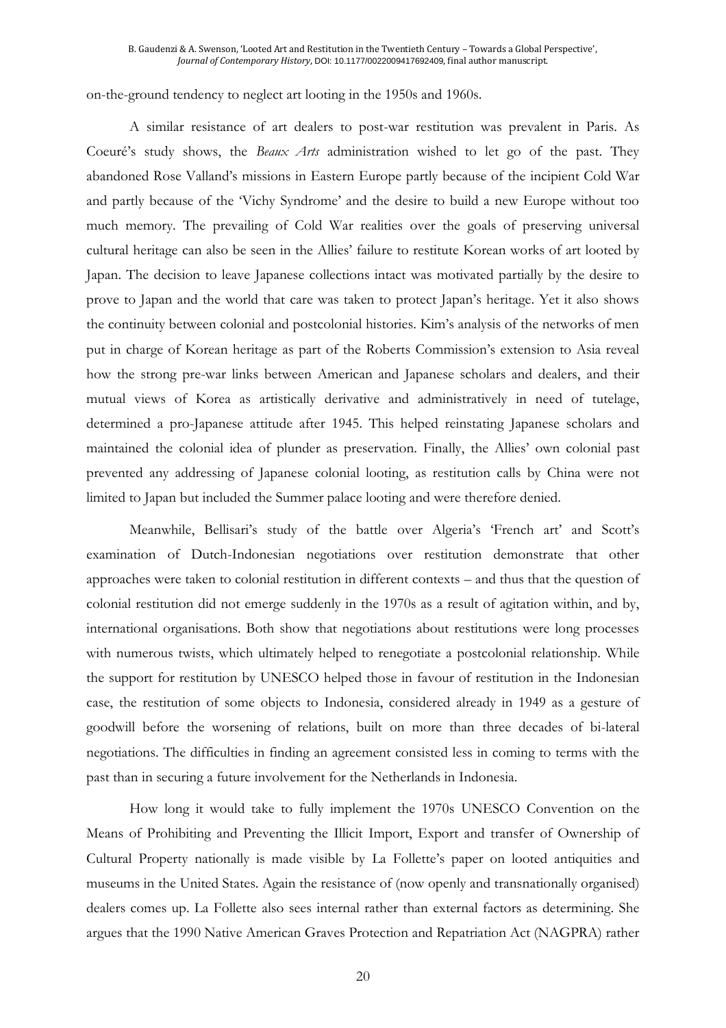on-the-ground tendency to neglect art looting in the 1950s and 1960s.

A similar resistance of art dealers to post-war restitution was prevalent in Paris. As Coeuré's study shows, the *Beaux Arts* administration wished to let go of the past. They abandoned Rose Valland's missions in Eastern Europe partly because of the incipient Cold War and partly because of the 'Vichy Syndrome' and the desire to build a new Europe without too much memory. The prevailing of Cold War realities over the goals of preserving universal cultural heritage can also be seen in the Allies' failure to restitute Korean works of art looted by Japan. The decision to leave Japanese collections intact was motivated partially by the desire to prove to Japan and the world that care was taken to protect Japan's heritage. Yet it also shows the continuity between colonial and postcolonial histories. Kim's analysis of the networks of men put in charge of Korean heritage as part of the Roberts Commission's extension to Asia reveal how the strong pre-war links between American and Japanese scholars and dealers, and their mutual views of Korea as artistically derivative and administratively in need of tutelage, determined a pro-Japanese attitude after 1945. This helped reinstating Japanese scholars and maintained the colonial idea of plunder as preservation. Finally, the Allies' own colonial past prevented any addressing of Japanese colonial looting, as restitution calls by China were not limited to Japan but included the Summer palace looting and were therefore denied.

Meanwhile, Bellisari's study of the battle over Algeria's 'French art' and Scott's examination of Dutch-Indonesian negotiations over restitution demonstrate that other approaches were taken to colonial restitution in different contexts – and thus that the question of colonial restitution did not emerge suddenly in the 1970s as a result of agitation within, and by, international organisations. Both show that negotiations about restitutions were long processes with numerous twists, which ultimately helped to renegotiate a postcolonial relationship. While the support for restitution by UNESCO helped those in favour of restitution in the Indonesian case, the restitution of some objects to Indonesia, considered already in 1949 as a gesture of goodwill before the worsening of relations, built on more than three decades of bi-lateral negotiations. The difficulties in finding an agreement consisted less in coming to terms with the past than in securing a future involvement for the Netherlands in Indonesia.

How long it would take to fully implement the 1970s UNESCO Convention on the Means of Prohibiting and Preventing the Illicit Import, Export and transfer of Ownership of Cultural Property nationally is made visible by La Follette's paper on looted antiquities and museums in the United States. Again the resistance of (now openly and transnationally organised) dealers comes up. La Follette also sees internal rather than external factors as determining. She argues that the 1990 Native American Graves Protection and Repatriation Act (NAGPRA) rather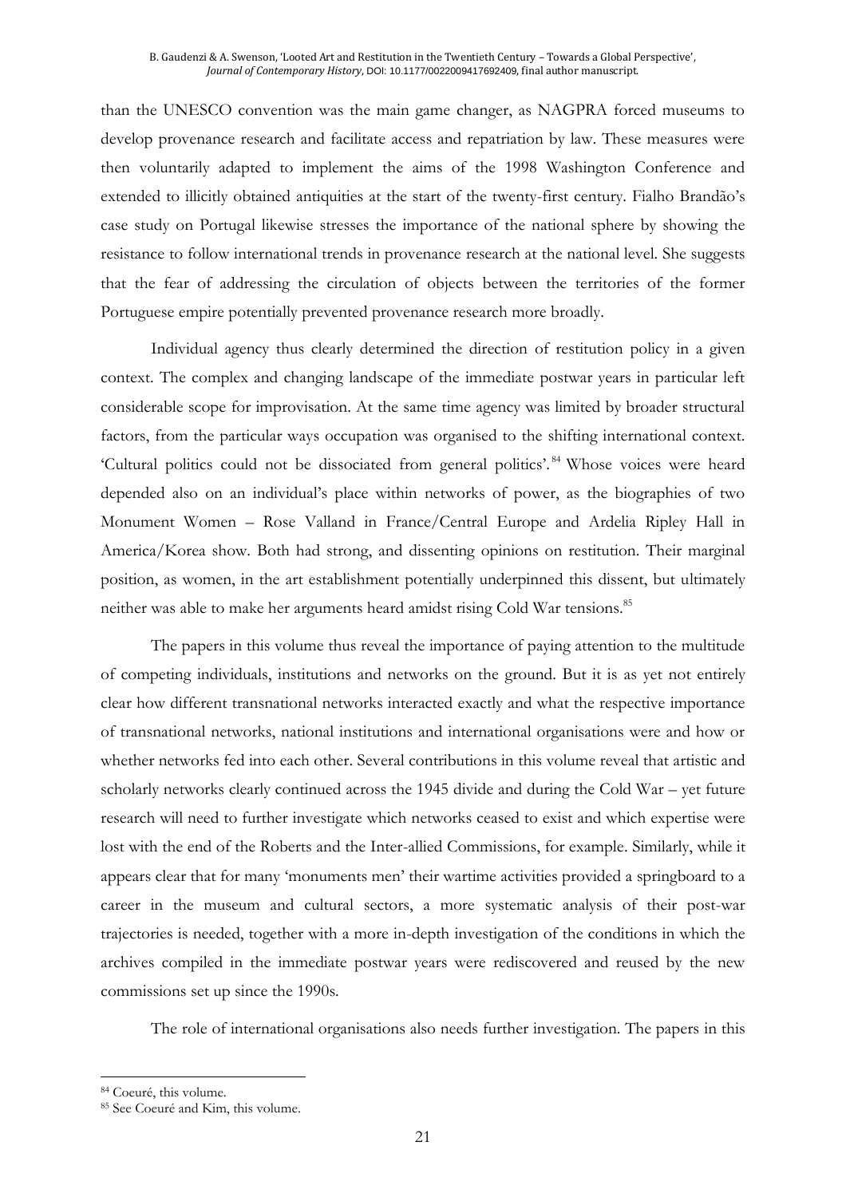than the UNESCO convention was the main game changer, as NAGPRA forced museums to develop provenance research and facilitate access and repatriation by law. These measures were then voluntarily adapted to implement the aims of the 1998 Washington Conference and extended to illicitly obtained antiquities at the start of the twenty-first century. Fialho Brandão's case study on Portugal likewise stresses the importance of the national sphere by showing the resistance to follow international trends in provenance research at the national level. She suggests that the fear of addressing the circulation of objects between the territories of the former Portuguese empire potentially prevented provenance research more broadly.

Individual agency thus clearly determined the direction of restitution policy in a given context. The complex and changing landscape of the immediate postwar years in particular left considerable scope for improvisation. At the same time agency was limited by broader structural factors, from the particular ways occupation was organised to the shifting international context. 'Cultural politics could not be dissociated from general politics'.[84] Whose voices were heard depended also on an individual's place within networks of power, as the biographies of two Monument Women – Rose Valland in France/Central Europe and Ardelia Ripley Hall in America/Korea show. Both had strong, and dissenting opinions on restitution. Their marginal position, as women, in the art establishment potentially underpinned this dissent, but ultimately neither was able to make her arguments heard amidst rising Cold War tensions.[85]

The papers in this volume thus reveal the importance of paying attention to the multitude of competing individuals, institutions and networks on the ground. But it is as yet not entirely clear how different transnational networks interacted exactly and what the respective importance of transnational networks, national institutions and international organisations were and how or whether networks fed into each other. Several contributions in this volume reveal that artistic and scholarly networks clearly continued across the 1945 divide and during the Cold War – yet future research will need to further investigate which networks ceased to exist and which expertise were lost with the end of the Roberts and the Inter-allied Commissions, for example. Similarly, while it appears clear that for many 'monuments men' their wartime activities provided a springboard to a career in the museum and cultural sectors, a more systematic analysis of their post-war trajectories is needed, together with a more in-depth investigation of the conditions in which the archives compiled in the immediate postwar years were rediscovered and reused by the new commissions set up since the 1990s.

The role of international organisations also needs further investigation. The papers in this

[84] Coeuré, this volume.

[85] See Coeuré and Kim, this volume.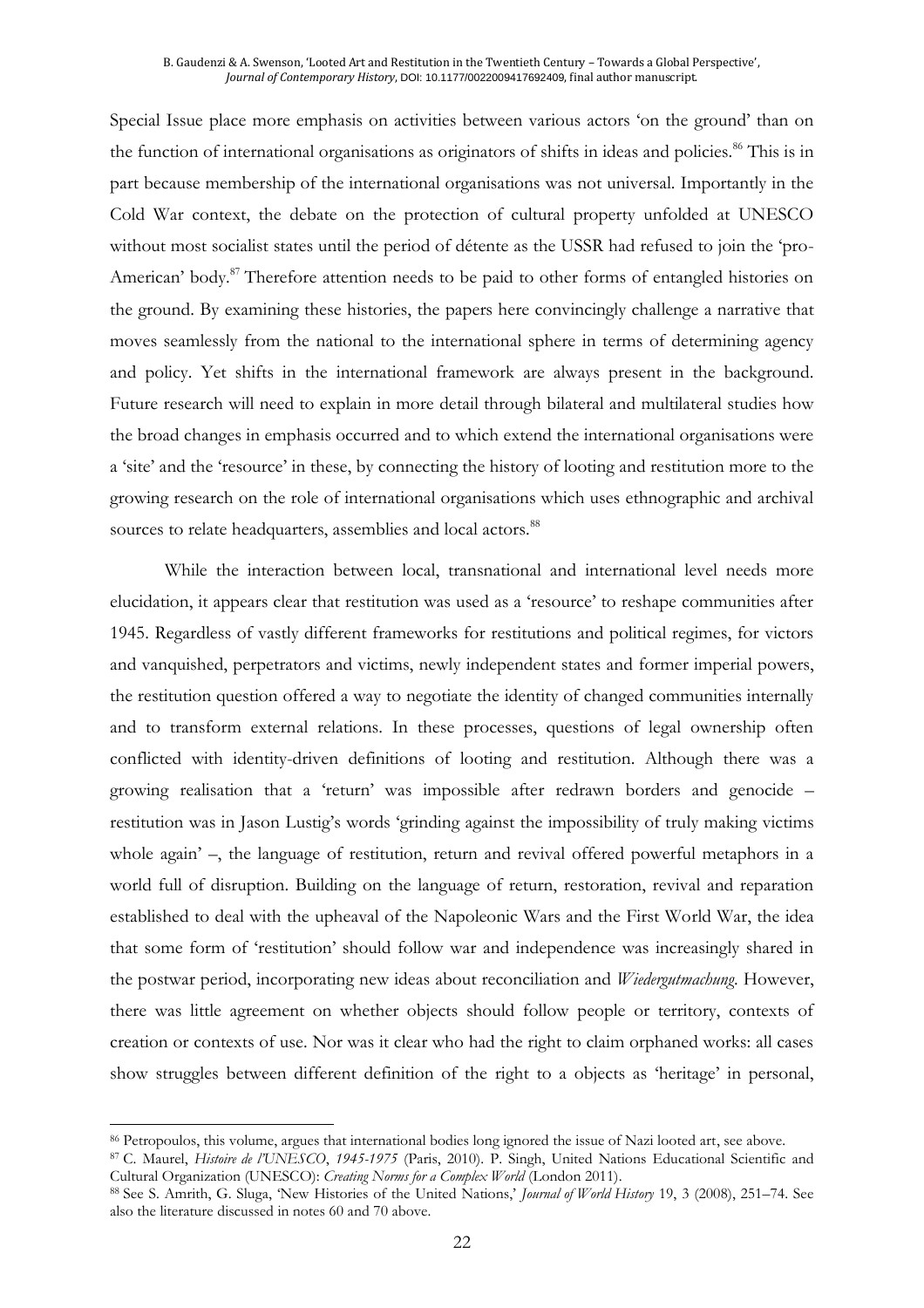Special Issue place more emphasis on activities between various actors 'on the ground' than on the function of international organisations as originators of shifts in ideas and policies.[86] This is in part because membership of the international organisations was not universal. Importantly in the Cold War context, the debate on the protection of cultural property unfolded at UNESCO without most socialist states until the period of détente as the USSR had refused to join the 'pro-American' body.[87] Therefore attention needs to be paid to other forms of entangled histories on the ground. By examining these histories, the papers here convincingly challenge a narrative that moves seamlessly from the national to the international sphere in terms of determining agency and policy. Yet shifts in the international framework are always present in the background. Future research will need to explain in more detail through bilateral and multilateral studies how the broad changes in emphasis occurred and to which extend the international organisations were a 'site' and the 'resource' in these, by connecting the history of looting and restitution more to the growing research on the role of international organisations which uses ethnographic and archival sources to relate headquarters, assemblies and local actors.[88]

While the interaction between local, transnational and international level needs more elucidation, it appears clear that restitution was used as a 'resource' to reshape communities after 1945. Regardless of vastly different frameworks for restitutions and political regimes, for victors and vanquished, perpetrators and victims, newly independent states and former imperial powers, the restitution question offered a way to negotiate the identity of changed communities internally and to transform external relations. In these processes, questions of legal ownership often conflicted with identity-driven definitions of looting and restitution. Although there was a growing realisation that a 'return' was impossible after redrawn borders and genocide – restitution was in Jason Lustig's words 'grinding against the impossibility of truly making victims whole again' –, the language of restitution, return and revival offered powerful metaphors in a world full of disruption. Building on the language of return, restoration, revival and reparation established to deal with the upheaval of the Napoleonic Wars and the First World War, the idea that some form of 'restitution' should follow war and independence was increasingly shared in the postwar period, incorporating new ideas about reconciliation and *Wiedergutmachung*. However, there was little agreement on whether objects should follow people or territory, contexts of creation or contexts of use. Nor was it clear who had the right to claim orphaned works: all cases show struggles between different definition of the right to a objects as 'heritage' in personal,

---

[86] Petropoulos, this volume, argues that international bodies long ignored the issue of Nazi looted art, see above.

[87] C. Maurel, *Histoire de l'UNESCO, 1945-1975* (Paris, 2010). P. Singh, United Nations Educational Scientific and Cultural Organization (UNESCO): *Creating Norms for a Complex World* (London 2011).

[88] See S. Amrith, G. Sluga, 'New Histories of the United Nations,' *Journal of World History* 19, 3 (2008), 251–74. See also the literature discussed in notes 60 and 70 above.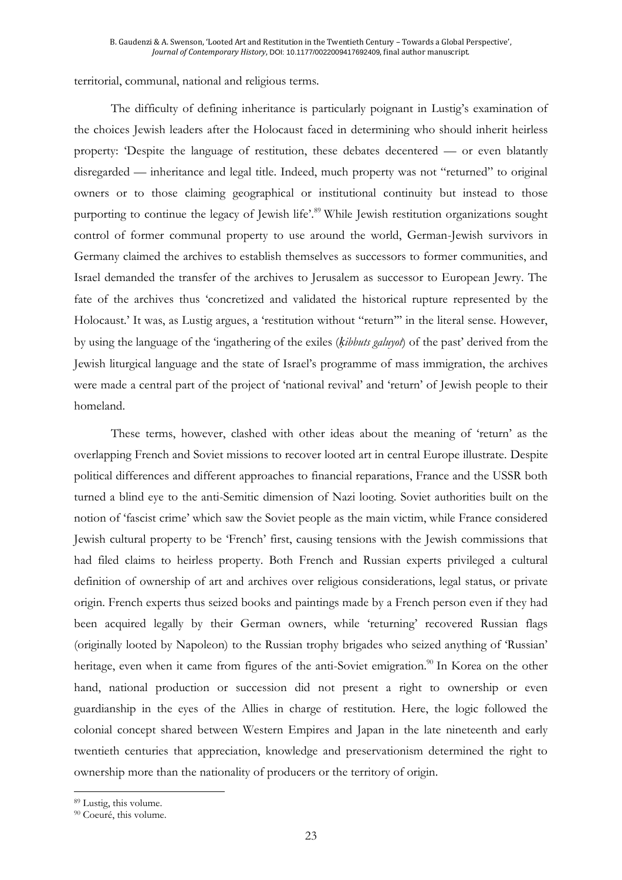territorial, communal, national and religious terms.

The difficulty of defining inheritance is particularly poignant in Lustig's examination of the choices Jewish leaders after the Holocaust faced in determining who should inherit heirless property: 'Despite the language of restitution, these debates decentered — or even blatantly disregarded — inheritance and legal title. Indeed, much property was not "returned" to original owners or to those claiming geographical or institutional continuity but instead to those purporting to continue the legacy of Jewish life'.[89] While Jewish restitution organizations sought control of former communal property to use around the world, German-Jewish survivors in Germany claimed the archives to establish themselves as successors to former communities, and Israel demanded the transfer of the archives to Jerusalem as successor to European Jewry. The fate of the archives thus 'concretized and validated the historical rupture represented by the Holocaust.' It was, as Lustig argues, a 'restitution without "return"' in the literal sense. However, by using the language of the 'ingathering of the exiles (*ḳibbuts galuyot*) of the past' derived from the Jewish liturgical language and the state of Israel's programme of mass immigration, the archives were made a central part of the project of 'national revival' and 'return' of Jewish people to their homeland.

These terms, however, clashed with other ideas about the meaning of 'return' as the overlapping French and Soviet missions to recover looted art in central Europe illustrate. Despite political differences and different approaches to financial reparations, France and the USSR both turned a blind eye to the anti-Semitic dimension of Nazi looting. Soviet authorities built on the notion of 'fascist crime' which saw the Soviet people as the main victim, while France considered Jewish cultural property to be 'French' first, causing tensions with the Jewish commissions that had filed claims to heirless property. Both French and Russian experts privileged a cultural definition of ownership of art and archives over religious considerations, legal status, or private origin. French experts thus seized books and paintings made by a French person even if they had been acquired legally by their German owners, while 'returning' recovered Russian flags (originally looted by Napoleon) to the Russian trophy brigades who seized anything of 'Russian' heritage, even when it came from figures of the anti-Soviet emigration.[90] In Korea on the other hand, national production or succession did not present a right to ownership or even guardianship in the eyes of the Allies in charge of restitution. Here, the logic followed the colonial concept shared between Western Empires and Japan in the late nineteenth and early twentieth centuries that appreciation, knowledge and preservationism determined the right to ownership more than the nationality of producers or the territory of origin.

---

[89] Lustig, this volume.

[90] Coeuré, this volume.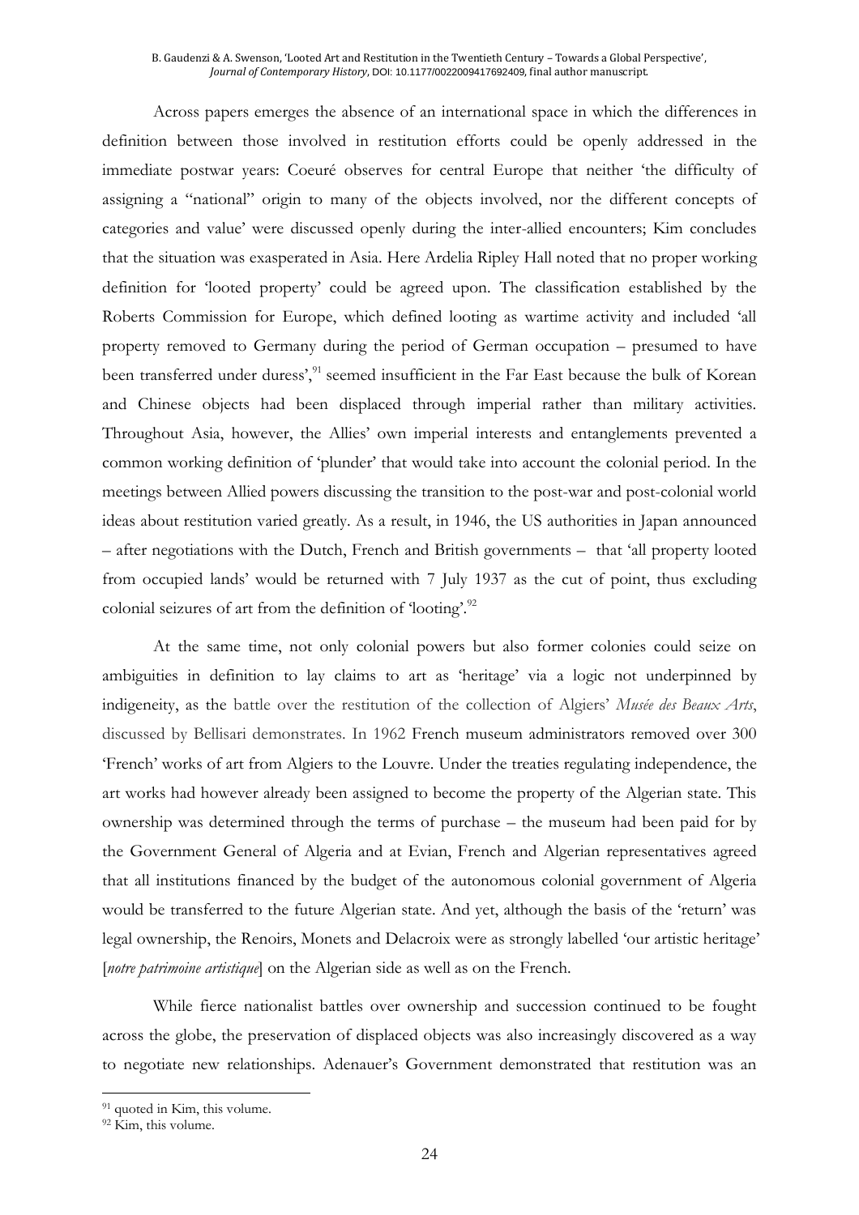Across papers emerges the absence of an international space in which the differences in definition between those involved in restitution efforts could be openly addressed in the immediate postwar years: Coeuré observes for central Europe that neither 'the difficulty of assigning a "national" origin to many of the objects involved, nor the different concepts of categories and value' were discussed openly during the inter-allied encounters; Kim concludes that the situation was exasperated in Asia. Here Ardelia Ripley Hall noted that no proper working definition for 'looted property' could be agreed upon. The classification established by the Roberts Commission for Europe, which defined looting as wartime activity and included 'all property removed to Germany during the period of German occupation – presumed to have been transferred under duress',[91] seemed insufficient in the Far East because the bulk of Korean and Chinese objects had been displaced through imperial rather than military activities. Throughout Asia, however, the Allies' own imperial interests and entanglements prevented a common working definition of 'plunder' that would take into account the colonial period. In the meetings between Allied powers discussing the transition to the post-war and post-colonial world ideas about restitution varied greatly. As a result, in 1946, the US authorities in Japan announced – after negotiations with the Dutch, French and British governments – that 'all property looted from occupied lands' would be returned with 7 July 1937 as the cut of point, thus excluding colonial seizures of art from the definition of 'looting'.[92]

At the same time, not only colonial powers but also former colonies could seize on ambiguities in definition to lay claims to art as 'heritage' via a logic not underpinned by indigeneity, as the battle over the restitution of the collection of Algiers' *Musée des Beaux Arts*, discussed by Bellisari demonstrates. In 1962 French museum administrators removed over 300 'French' works of art from Algiers to the Louvre. Under the treaties regulating independence, the art works had however already been assigned to become the property of the Algerian state. This ownership was determined through the terms of purchase – the museum had been paid for by the Government General of Algeria and at Evian, French and Algerian representatives agreed that all institutions financed by the budget of the autonomous colonial government of Algeria would be transferred to the future Algerian state. And yet, although the basis of the 'return' was legal ownership, the Renoirs, Monets and Delacroix were as strongly labelled 'our artistic heritage' [*notre patrimoine artistique*] on the Algerian side as well as on the French.

While fierce nationalist battles over ownership and succession continued to be fought across the globe, the preservation of displaced objects was also increasingly discovered as a way to negotiate new relationships. Adenauer's Government demonstrated that restitution was an

[91] quoted in Kim, this volume.

[92] Kim, this volume.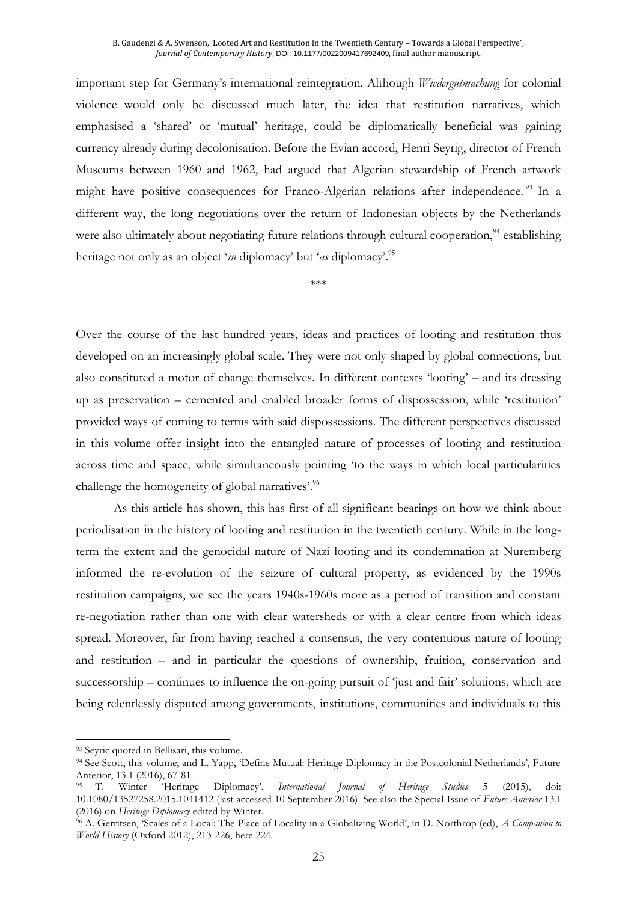important step for Germany's international reintegration. Although *Wiedergutmachung* for colonial violence would only be discussed much later, the idea that restitution narratives, which emphasised a 'shared' or 'mutual' heritage, could be diplomatically beneficial was gaining currency already during decolonisation. Before the Evian accord, Henri Seyrig, director of French Museums between 1960 and 1962, had argued that Algerian stewardship of French artwork might have positive consequences for Franco-Algerian relations after independence.[93] In a different way, the long negotiations over the return of Indonesian objects by the Netherlands were also ultimately about negotiating future relations through cultural cooperation,[94] establishing heritage not only as an object '*in* diplomacy' but '*as* diplomacy'.[95]

\*\*\*

Over the course of the last hundred years, ideas and practices of looting and restitution thus developed on an increasingly global scale. They were not only shaped by global connections, but also constituted a motor of change themselves. In different contexts 'looting' – and its dressing up as preservation – cemented and enabled broader forms of dispossession, while 'restitution' provided ways of coming to terms with said dispossessions. The different perspectives discussed in this volume offer insight into the entangled nature of processes of looting and restitution across time and space, while simultaneously pointing 'to the ways in which local particularities challenge the homogeneity of global narratives'.[96]

As this article has shown, this has first of all significant bearings on how we think about periodisation in the history of looting and restitution in the twentieth century. While in the long-term the extent and the genocidal nature of Nazi looting and its condemnation at Nuremberg informed the re-evolution of the seizure of cultural property, as evidenced by the 1990s restitution campaigns, we see the years 1940s-1960s more as a period of transition and constant re-negotiation rather than one with clear watersheds or with a clear centre from which ideas spread. Moreover, far from having reached a consensus, the very contentious nature of looting and restitution – and in particular the questions of ownership, fruition, conservation and successorship – continues to influence the on-going pursuit of 'just and fair' solutions, which are being relentlessly disputed among governments, institutions, communities and individuals to this

---

[93] Seyric quoted in Bellisari, this volume.

[94] See Scott, this volume; and L. Yapp, 'Define Mutual: Heritage Diplomacy in the Postcolonial Netherlands', Future Anterior, 13.1 (2016), 67-81.

[95] T. Winter 'Heritage Diplomacy', *International Journal of Heritage Studies* 5 (2015), doi: 10.1080/13527258.2015.1041412 (last accessed 10 September 2016). See also the Special Issue of *Future Anterior* 13.1 (2016) on *Heritage Diplomacy* edited by Winter.

[96] A. Gerritsen, 'Scales of a Local: The Place of Locality in a Globalizing World', in D. Northrop (ed), *A Companion to World History* (Oxford 2012), 213-226, here 224.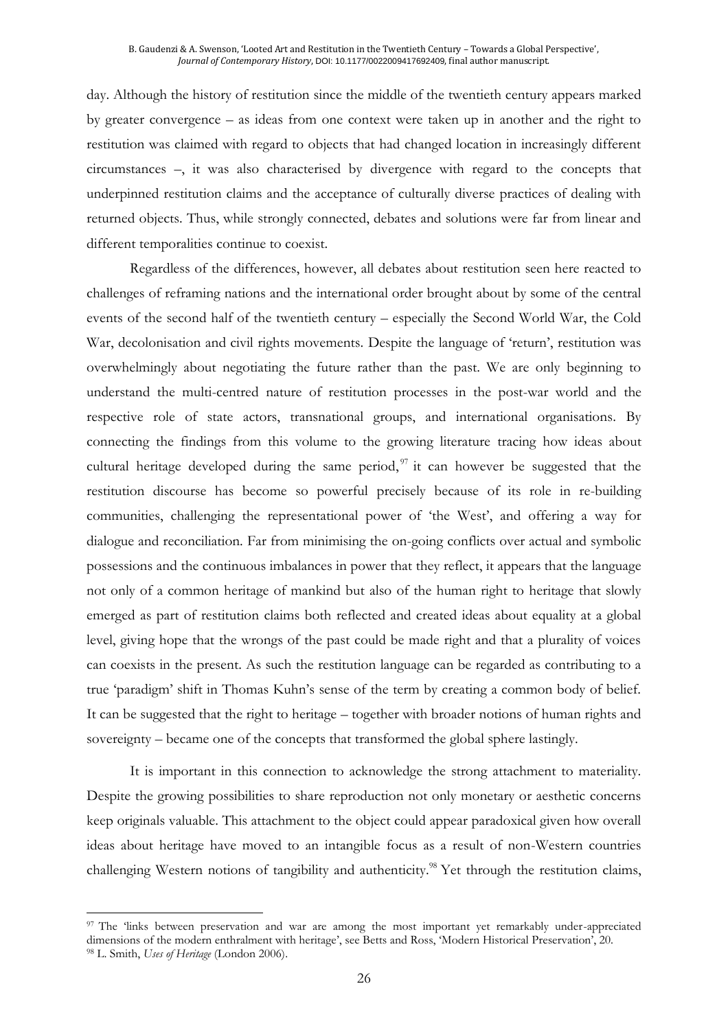day. Although the history of restitution since the middle of the twentieth century appears marked by greater convergence – as ideas from one context were taken up in another and the right to restitution was claimed with regard to objects that had changed location in increasingly different circumstances –, it was also characterised by divergence with regard to the concepts that underpinned restitution claims and the acceptance of culturally diverse practices of dealing with returned objects. Thus, while strongly connected, debates and solutions were far from linear and different temporalities continue to coexist.

Regardless of the differences, however, all debates about restitution seen here reacted to challenges of reframing nations and the international order brought about by some of the central events of the second half of the twentieth century – especially the Second World War, the Cold War, decolonisation and civil rights movements. Despite the language of 'return', restitution was overwhelmingly about negotiating the future rather than the past. We are only beginning to understand the multi-centred nature of restitution processes in the post-war world and the respective role of state actors, transnational groups, and international organisations. By connecting the findings from this volume to the growing literature tracing how ideas about cultural heritage developed during the same period,[97] it can however be suggested that the restitution discourse has become so powerful precisely because of its role in re-building communities, challenging the representational power of 'the West', and offering a way for dialogue and reconciliation. Far from minimising the on-going conflicts over actual and symbolic possessions and the continuous imbalances in power that they reflect, it appears that the language not only of a common heritage of mankind but also of the human right to heritage that slowly emerged as part of restitution claims both reflected and created ideas about equality at a global level, giving hope that the wrongs of the past could be made right and that a plurality of voices can coexists in the present. As such the restitution language can be regarded as contributing to a true 'paradigm' shift in Thomas Kuhn's sense of the term by creating a common body of belief. It can be suggested that the right to heritage – together with broader notions of human rights and sovereignty – became one of the concepts that transformed the global sphere lastingly.

It is important in this connection to acknowledge the strong attachment to materiality. Despite the growing possibilities to share reproduction not only monetary or aesthetic concerns keep originals valuable. This attachment to the object could appear paradoxical given how overall ideas about heritage have moved to an intangible focus as a result of non-Western countries challenging Western notions of tangibility and authenticity.[98] Yet through the restitution claims,

---

[97] The 'links between preservation and war are among the most important yet remarkably under-appreciated dimensions of the modern enthralment with heritage', see Betts and Ross, 'Modern Historical Preservation', 20.

[98] L. Smith, *Uses of Heritage* (London 2006).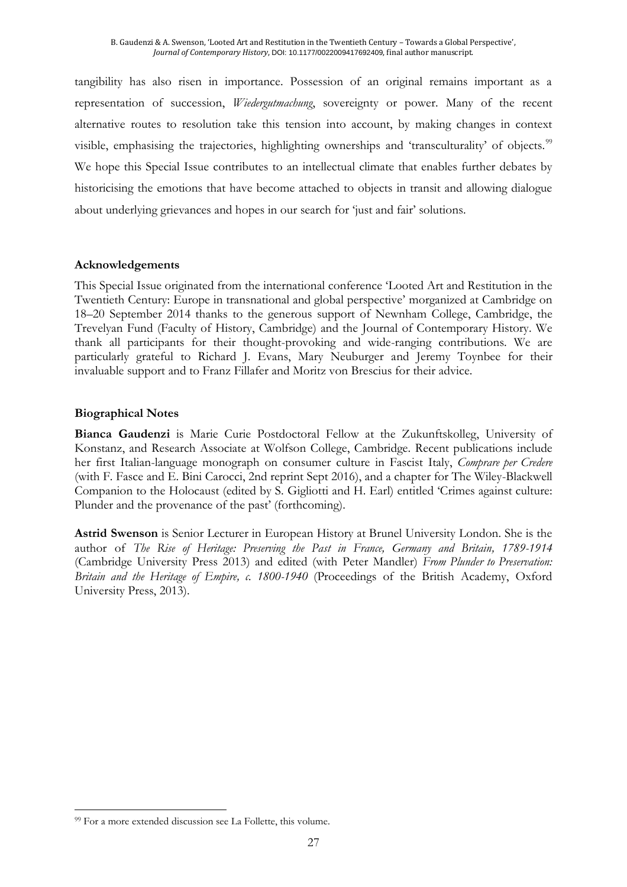tangibility has also risen in importance. Possession of an original remains important as a representation of succession, *Wiedergutmachung*, sovereignty or power. Many of the recent alternative routes to resolution take this tension into account, by making changes in context visible, emphasising the trajectories, highlighting ownerships and 'transculturality' of objects.[99] We hope this Special Issue contributes to an intellectual climate that enables further debates by historicising the emotions that have become attached to objects in transit and allowing dialogue about underlying grievances and hopes in our search for 'just and fair' solutions.

## Acknowledgements

This Special Issue originated from the international conference 'Looted Art and Restitution in the Twentieth Century: Europe in transnational and global perspective' morganized at Cambridge on 18–20 September 2014 thanks to the generous support of Newnham College, Cambridge, the Trevelyan Fund (Faculty of History, Cambridge) and the Journal of Contemporary History. We thank all participants for their thought-provoking and wide-ranging contributions. We are particularly grateful to Richard J. Evans, Mary Neuburger and Jeremy Toynbee for their invaluable support and to Franz Fillafer and Moritz von Brescius for their advice.

## Biographical Notes

**Bianca Gaudenzi** is Marie Curie Postdoctoral Fellow at the Zukunftskolleg, University of Konstanz, and Research Associate at Wolfson College, Cambridge. Recent publications include her first Italian-language monograph on consumer culture in Fascist Italy, *Comprare per Credere* (with F. Fasce and E. Bini Carocci, 2nd reprint Sept 2016), and a chapter for The Wiley-Blackwell Companion to the Holocaust (edited by S. Gigliotti and H. Earl) entitled 'Crimes against culture: Plunder and the provenance of the past' (forthcoming).

**Astrid Swenson** is Senior Lecturer in European History at Brunel University London. She is the author of *The Rise of Heritage: Preserving the Past in France, Germany and Britain, 1789-1914* (Cambridge University Press 2013) and edited (with Peter Mandler) *From Plunder to Preservation: Britain and the Heritage of Empire, c. 1800-1940* (Proceedings of the British Academy, Oxford University Press, 2013).

[99] For a more extended discussion see La Follette, this volume.